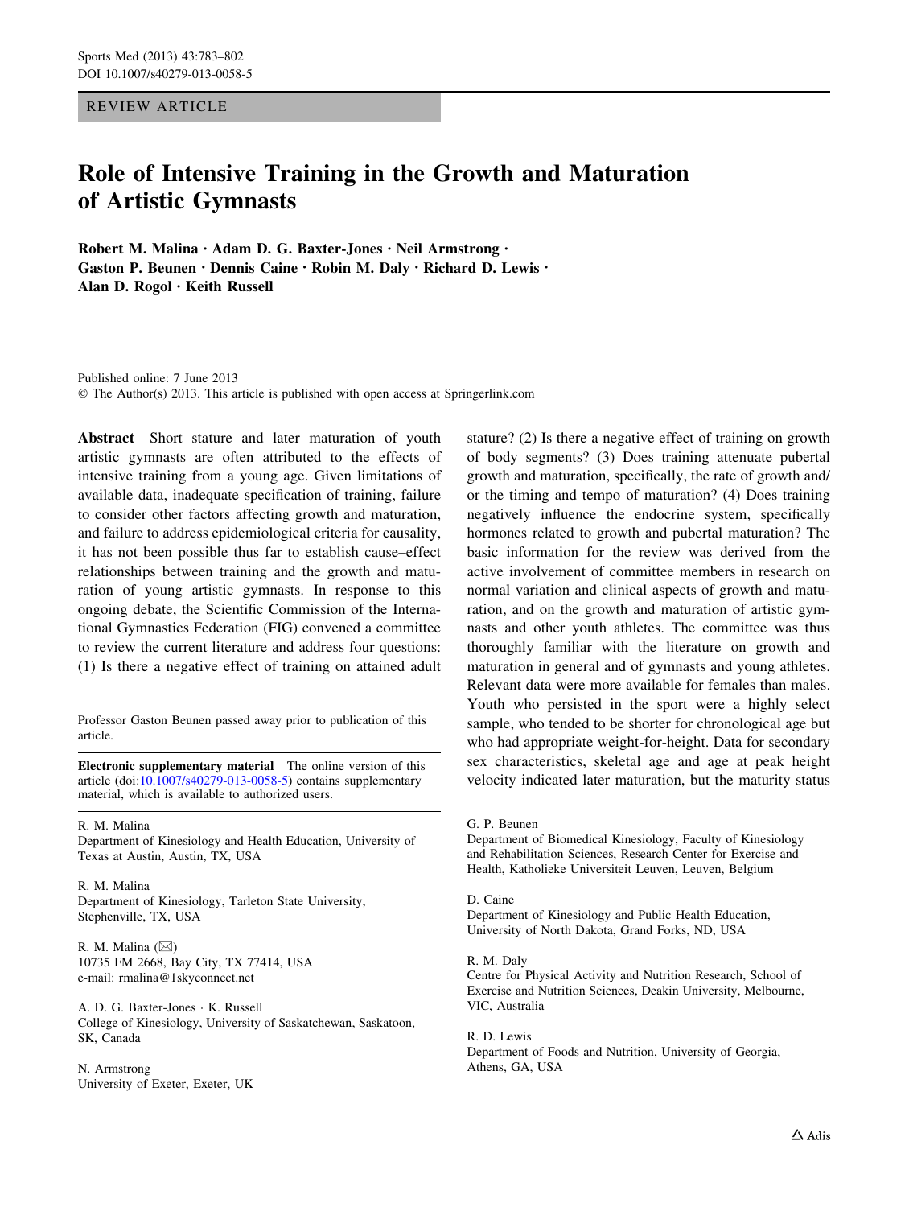REVIEW ARTICLE

# Role of Intensive Training in the Growth and Maturation of Artistic Gymnasts

**Robert M. Malina · Adam D. G. Baxter-Jones · Neil Armstrong · Gaston P. Beunen · Dennis Caine · Robin M. Daly · Richard D. Lewis · Alan D. Rogol · Keith Russell**

Published online: 7 June 2013
© The Author(s) 2013. This article is published with open access at Springerlink.com

**Abstract** Short stature and later maturation of youth artistic gymnasts are often attributed to the effects of intensive training from a young age. Given limitations of available data, inadequate specification of training, failure to consider other factors affecting growth and maturation, and failure to address epidemiological criteria for causality, it has not been possible thus far to establish cause–effect relationships between training and the growth and maturation of young artistic gymnasts. In response to this ongoing debate, the Scientific Commission of the International Gymnastics Federation (FIG) convened a committee to review the current literature and address four questions: (1) Is there a negative effect of training on attained adult stature? (2) Is there a negative effect of training on growth of body segments? (3) Does training attenuate pubertal growth and maturation, specifically, the rate of growth and/or the timing and tempo of maturation? (4) Does training negatively influence the endocrine system, specifically hormones related to growth and pubertal maturation? The basic information for the review was derived from the active involvement of committee members in research on normal variation and clinical aspects of growth and maturation, and on the growth and maturation of artistic gymnasts and other youth athletes. The committee was thus thoroughly familiar with the literature on growth and maturation in general and of gymnasts and young athletes. Relevant data were more available for females than males. Youth who persisted in the sport were a highly select sample, who tended to be shorter for chronological age but who had appropriate weight-for-height. Data for secondary sex characteristics, skeletal age and age at peak height velocity indicated later maturation, but the maturity status

Professor Gaston Beunen passed away prior to publication of this article.

**Electronic supplementary material** The online version of this article (doi:10.1007/s40279-013-0058-5) contains supplementary material, which is available to authorized users.

R. M. Malina
Department of Kinesiology and Health Education, University of Texas at Austin, Austin, TX, USA

R. M. Malina
Department of Kinesiology, Tarleton State University, Stephenville, TX, USA

R. M. Malina (✉)
10735 FM 2668, Bay City, TX 77414, USA
e-mail: rmalina@1skyconnect.net

A. D. G. Baxter-Jones · K. Russell
College of Kinesiology, University of Saskatchewan, Saskatoon, SK, Canada

N. Armstrong
University of Exeter, Exeter, UK

G. P. Beunen
Department of Biomedical Kinesiology, Faculty of Kinesiology and Rehabilitation Sciences, Research Center for Exercise and Health, Katholieke Universiteit Leuven, Leuven, Belgium

D. Caine
Department of Kinesiology and Public Health Education, University of North Dakota, Grand Forks, ND, USA

R. M. Daly
Centre for Physical Activity and Nutrition Research, School of Exercise and Nutrition Sciences, Deakin University, Melbourne, VIC, Australia

R. D. Lewis
Department of Foods and Nutrition, University of Georgia, Athens, GA, USA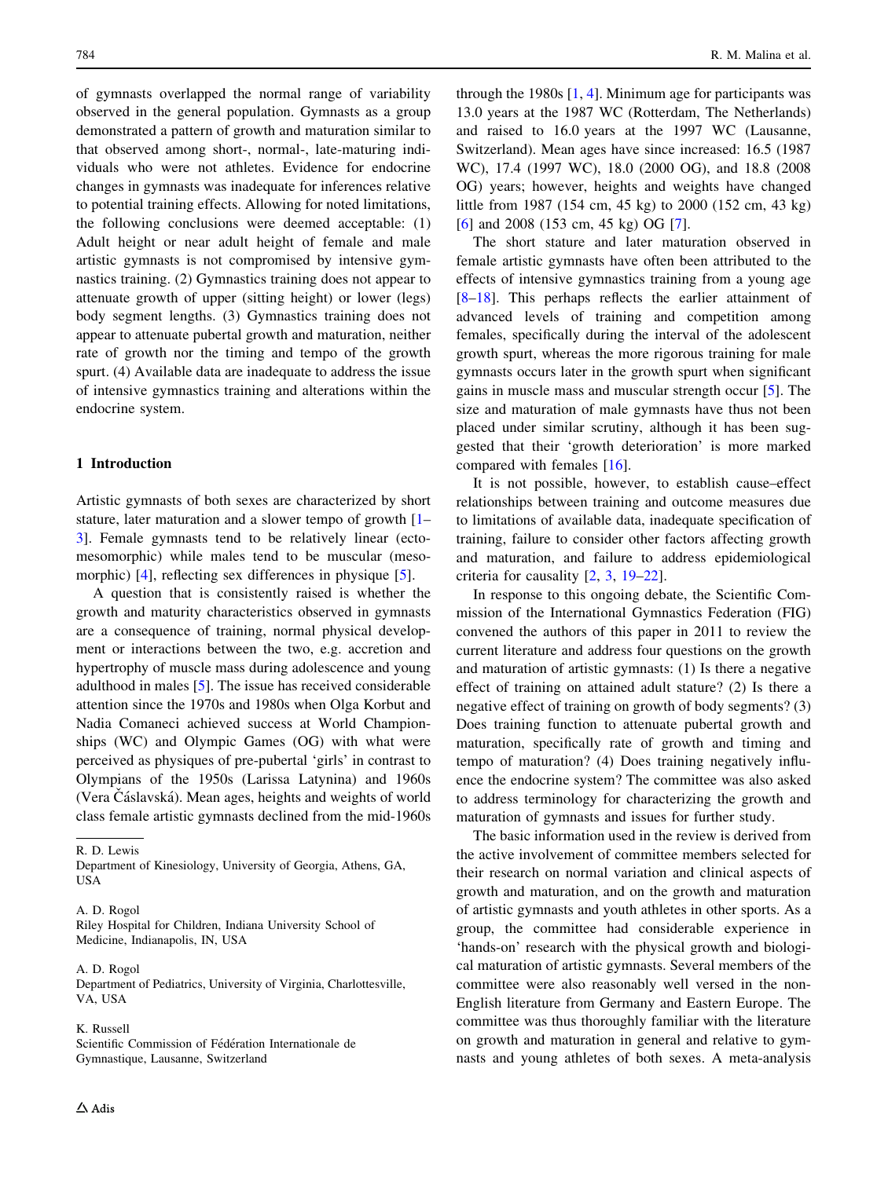of gymnasts overlapped the normal range of variability observed in the general population. Gymnasts as a group demonstrated a pattern of growth and maturation similar to that observed among short-, normal-, late-maturing individuals who were not athletes. Evidence for endocrine changes in gymnasts was inadequate for inferences relative to potential training effects. Allowing for noted limitations, the following conclusions were deemed acceptable: (1) Adult height or near adult height of female and male artistic gymnasts is not compromised by intensive gymnastics training. (2) Gymnastics training does not appear to attenuate growth of upper (sitting height) or lower (legs) body segment lengths. (3) Gymnastics training does not appear to attenuate pubertal growth and maturation, neither rate of growth nor the timing and tempo of the growth spurt. (4) Available data are inadequate to address the issue of intensive gymnastics training and alterations within the endocrine system.

## 1 Introduction

Artistic gymnasts of both sexes are characterized by short stature, later maturation and a slower tempo of growth [1–3]. Female gymnasts tend to be relatively linear (ecto-mesomorphic) while males tend to be muscular (mesomorphic) [4], reflecting sex differences in physique [5].

A question that is consistently raised is whether the growth and maturity characteristics observed in gymnasts are a consequence of training, normal physical development or interactions between the two, e.g. accretion and hypertrophy of muscle mass during adolescence and young adulthood in males [5]. The issue has received considerable attention since the 1970s and 1980s when Olga Korbut and Nadia Comaneci achieved success at World Championships (WC) and Olympic Games (OG) with what were perceived as physiques of pre-pubertal 'girls' in contrast to Olympians of the 1950s (Larissa Latynina) and 1960s (Vera Čáslavská). Mean ages, heights and weights of world class female artistic gymnasts declined from the mid-1960s through the 1980s [1, 4]. Minimum age for participants was 13.0 years at the 1987 WC (Rotterdam, The Netherlands) and raised to 16.0 years at the 1997 WC (Lausanne, Switzerland). Mean ages have since increased: 16.5 (1987 WC), 17.4 (1997 WC), 18.0 (2000 OG), and 18.8 (2008 OG) years; however, heights and weights have changed little from 1987 (154 cm, 45 kg) to 2000 (152 cm, 43 kg) [6] and 2008 (153 cm, 45 kg) OG [7].

The short stature and later maturation observed in female artistic gymnasts have often been attributed to the effects of intensive gymnastics training from a young age [8–18]. This perhaps reflects the earlier attainment of advanced levels of training and competition among females, specifically during the interval of the adolescent growth spurt, whereas the more rigorous training for male gymnasts occurs later in the growth spurt when significant gains in muscle mass and muscular strength occur [5]. The size and maturation of male gymnasts have thus not been placed under similar scrutiny, although it has been suggested that their 'growth deterioration' is more marked compared with females [16].

It is not possible, however, to establish cause–effect relationships between training and outcome measures due to limitations of available data, inadequate specification of training, failure to consider other factors affecting growth and maturation, and failure to address epidemiological criteria for causality [2, 3, 19–22].

In response to this ongoing debate, the Scientific Commission of the International Gymnastics Federation (FIG) convened the authors of this paper in 2011 to review the current literature and address four questions on the growth and maturation of artistic gymnasts: (1) Is there a negative effect of training on attained adult stature? (2) Is there a negative effect of training on growth of body segments? (3) Does training function to attenuate pubertal growth and maturation, specifically rate of growth and timing and tempo of maturation? (4) Does training negatively influence the endocrine system? The committee was also asked to address terminology for characterizing the growth and maturation of gymnasts and issues for further study.

The basic information used in the review is derived from the active involvement of committee members selected for their research on normal variation and clinical aspects of growth and maturation, and on the growth and maturation of artistic gymnasts and youth athletes in other sports. As a group, the committee had considerable experience in 'hands-on' research with the physical growth and biological maturation of artistic gymnasts. Several members of the committee were also reasonably well versed in the non-English literature from Germany and Eastern Europe. The committee was thus thoroughly familiar with the literature on growth and maturation in general and relative to gymnasts and young athletes of both sexes. A meta-analysis

R. D. Lewis
Department of Kinesiology, University of Georgia, Athens, GA, USA

A. D. Rogol
Riley Hospital for Children, Indiana University School of Medicine, Indianapolis, IN, USA

A. D. Rogol
Department of Pediatrics, University of Virginia, Charlottesville, VA, USA

K. Russell
Scientific Commission of Fédération Internationale de Gymnastique, Lausanne, Switzerland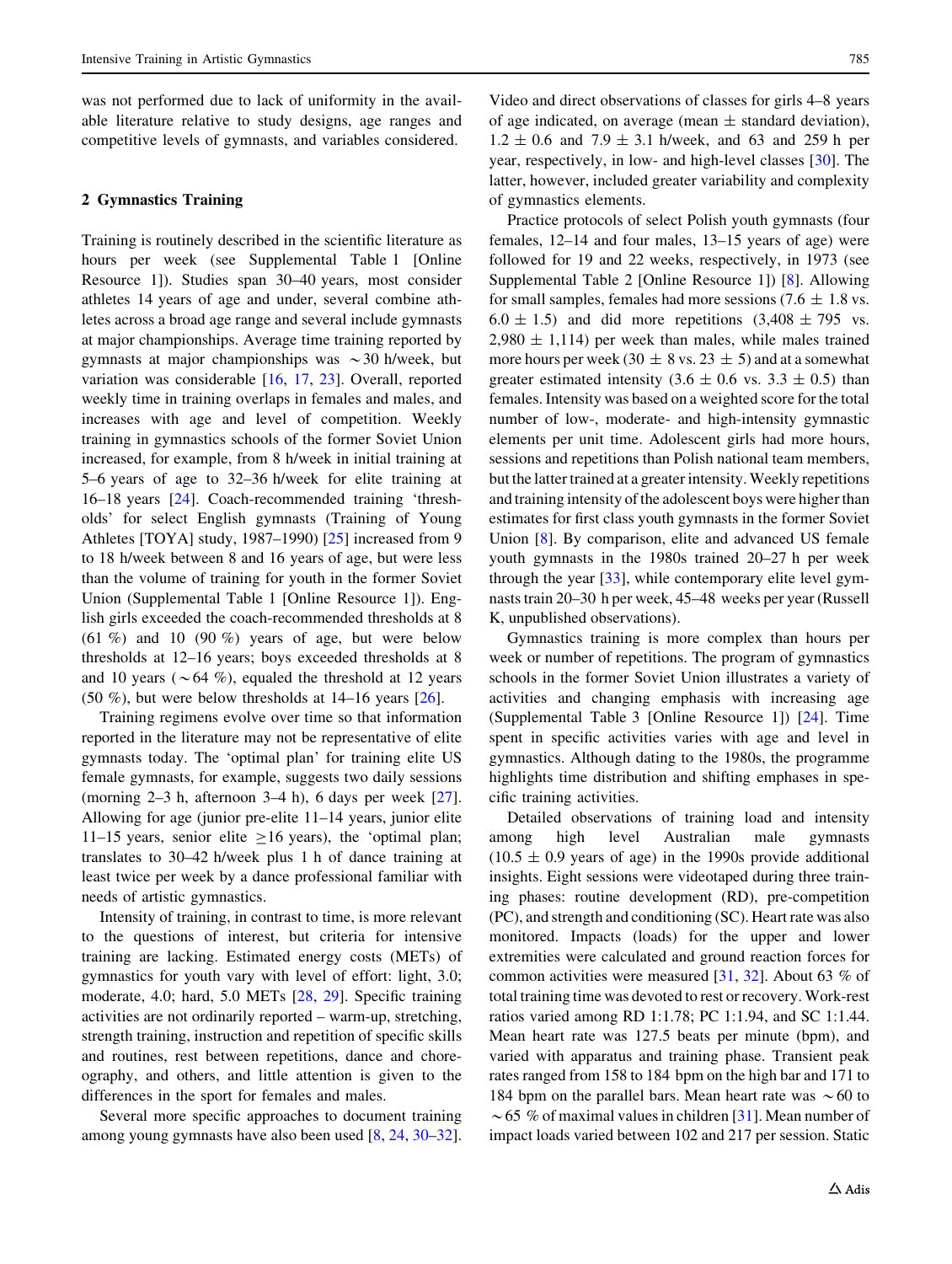was not performed due to lack of uniformity in the available literature relative to study designs, age ranges and competitive levels of gymnasts, and variables considered.

## 2 Gymnastics Training

Training is routinely described in the scientific literature as hours per week (see Supplemental Table 1 [Online Resource 1]). Studies span 30–40 years, most consider athletes 14 years of age and under, several combine athletes across a broad age range and several include gymnasts at major championships. Average time training reported by gymnasts at major championships was ~30 h/week, but variation was considerable [16, 17, 23]. Overall, reported weekly time in training overlaps in females and males, and increases with age and level of competition. Weekly training in gymnastics schools of the former Soviet Union increased, for example, from 8 h/week in initial training at 5–6 years of age to 32–36 h/week for elite training at 16–18 years [24]. Coach-recommended training 'thresholds' for select English gymnasts (Training of Young Athletes [TOYA] study, 1987–1990) [25] increased from 9 to 18 h/week between 8 and 16 years of age, but were less than the volume of training for youth in the former Soviet Union (Supplemental Table 1 [Online Resource 1]). English girls exceeded the coach-recommended thresholds at 8 (61 %) and 10 (90 %) years of age, but were below thresholds at 12–16 years; boys exceeded thresholds at 8 and 10 years (~64 %), equaled the threshold at 12 years (50 %), but were below thresholds at 14–16 years [26].

Training regimens evolve over time so that information reported in the literature may not be representative of elite gymnasts today. The 'optimal plan' for training elite US female gymnasts, for example, suggests two daily sessions (morning 2–3 h, afternoon 3–4 h), 6 days per week [27]. Allowing for age (junior pre-elite 11–14 years, junior elite 11–15 years, senior elite ≥16 years), the 'optimal plan; translates to 30–42 h/week plus 1 h of dance training at least twice per week by a dance professional familiar with needs of artistic gymnastics.

Intensity of training, in contrast to time, is more relevant to the questions of interest, but criteria for intensive training are lacking. Estimated energy costs (METs) of gymnastics for youth vary with level of effort: light, 3.0; moderate, 4.0; hard, 5.0 METs [28, 29]. Specific training activities are not ordinarily reported – warm-up, stretching, strength training, instruction and repetition of specific skills and routines, rest between repetitions, dance and choreography, and others, and little attention is given to the differences in the sport for females and males.

Several more specific approaches to document training among young gymnasts have also been used [8, 24, 30–32]. Video and direct observations of classes for girls 4–8 years of age indicated, on average (mean ± standard deviation), 1.2 ± 0.6 and 7.9 ± 3.1 h/week, and 63 and 259 h per year, respectively, in low- and high-level classes [30]. The latter, however, included greater variability and complexity of gymnastics elements.

Practice protocols of select Polish youth gymnasts (four females, 12–14 and four males, 13–15 years of age) were followed for 19 and 22 weeks, respectively, in 1973 (see Supplemental Table 2 [Online Resource 1]) [8]. Allowing for small samples, females had more sessions (7.6 ± 1.8 vs. 6.0 ± 1.5) and did more repetitions (3,408 ± 795 vs. 2,980 ± 1,114) per week than males, while males trained more hours per week (30 ± 8 vs. 23 ± 5) and at a somewhat greater estimated intensity (3.6 ± 0.6 vs. 3.3 ± 0.5) than females. Intensity was based on a weighted score for the total number of low-, moderate- and high-intensity gymnastic elements per unit time. Adolescent girls had more hours, sessions and repetitions than Polish national team members, but the latter trained at a greater intensity. Weekly repetitions and training intensity of the adolescent boys were higher than estimates for first class youth gymnasts in the former Soviet Union [8]. By comparison, elite and advanced US female youth gymnasts in the 1980s trained 20–27 h per week through the year [33], while contemporary elite level gymnasts train 20–30 h per week, 45–48 weeks per year (Russell K, unpublished observations).

Gymnastics training is more complex than hours per week or number of repetitions. The program of gymnastics schools in the former Soviet Union illustrates a variety of activities and changing emphasis with increasing age (Supplemental Table 3 [Online Resource 1]) [24]. Time spent in specific activities varies with age and level in gymnastics. Although dating to the 1980s, the programme highlights time distribution and shifting emphases in specific training activities.

Detailed observations of training load and intensity among high level Australian male gymnasts (10.5 ± 0.9 years of age) in the 1990s provide additional insights. Eight sessions were videotaped during three training phases: routine development (RD), pre-competition (PC), and strength and conditioning (SC). Heart rate was also monitored. Impacts (loads) for the upper and lower extremities were calculated and ground reaction forces for common activities were measured [31, 32]. About 63 % of total training time was devoted to rest or recovery. Work-rest ratios varied among RD 1:1.78; PC 1:1.94, and SC 1:1.44. Mean heart rate was 127.5 beats per minute (bpm), and varied with apparatus and training phase. Transient peak rates ranged from 158 to 184 bpm on the high bar and 171 to 184 bpm on the parallel bars. Mean heart rate was ~60 to ~65 % of maximal values in children [31]. Mean number of impact loads varied between 102 and 217 per session. Static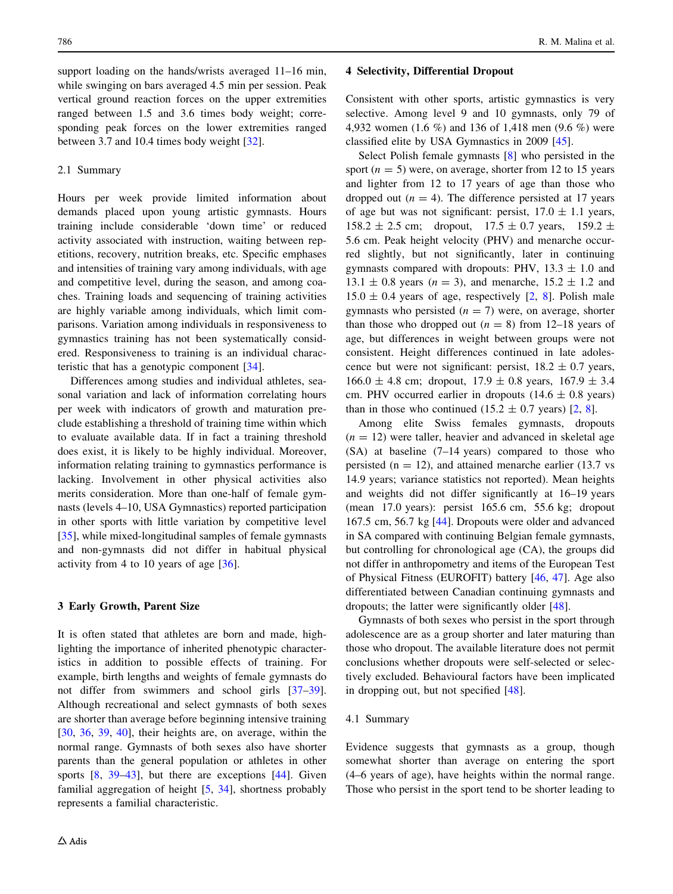support loading on the hands/wrists averaged 11–16 min, while swinging on bars averaged 4.5 min per session. Peak vertical ground reaction forces on the upper extremities ranged between 1.5 and 3.6 times body weight; corresponding peak forces on the lower extremities ranged between 3.7 and 10.4 times body weight [32].

### 2.1 Summary

Hours per week provide limited information about demands placed upon young artistic gymnasts. Hours training include considerable 'down time' or reduced activity associated with instruction, waiting between repetitions, recovery, nutrition breaks, etc. Specific emphases and intensities of training vary among individuals, with age and competitive level, during the season, and among coaches. Training loads and sequencing of training activities are highly variable among individuals, which limit comparisons. Variation among individuals in responsiveness to gymnastics training has not been systematically considered. Responsiveness to training is an individual characteristic that has a genotypic component [34].

Differences among studies and individual athletes, seasonal variation and lack of information correlating hours per week with indicators of growth and maturation preclude establishing a threshold of training time within which to evaluate available data. If in fact a training threshold does exist, it is likely to be highly individual. Moreover, information relating training to gymnastics performance is lacking. Involvement in other physical activities also merits consideration. More than one-half of female gymnasts (levels 4–10, USA Gymnastics) reported participation in other sports with little variation by competitive level [35], while mixed-longitudinal samples of female gymnasts and non-gymnasts did not differ in habitual physical activity from 4 to 10 years of age [36].

## 3 Early Growth, Parent Size

It is often stated that athletes are born and made, highlighting the importance of inherited phenotypic characteristics in addition to possible effects of training. For example, birth lengths and weights of female gymnasts do not differ from swimmers and school girls [37–39]. Although recreational and select gymnasts of both sexes are shorter than average before beginning intensive training [30, 36, 39, 40], their heights are, on average, within the normal range. Gymnasts of both sexes also have shorter parents than the general population or athletes in other sports [8, 39–43], but there are exceptions [44]. Given familial aggregation of height [5, 34], shortness probably represents a familial characteristic.

## 4 Selectivity, Differential Dropout

Consistent with other sports, artistic gymnastics is very selective. Among level 9 and 10 gymnasts, only 79 of 4,932 women (1.6 %) and 136 of 1,418 men (9.6 %) were classified elite by USA Gymnastics in 2009 [45].

Select Polish female gymnasts [8] who persisted in the sport ($n = 5$) were, on average, shorter from 12 to 15 years and lighter from 12 to 17 years of age than those who dropped out ($n = 4$). The difference persisted at 17 years of age but was not significant: persist, $17.0 \pm 1.1$ years, $158.2 \pm 2.5$ cm; dropout, $17.5 \pm 0.7$ years, $159.2 \pm 5.6$ cm. Peak height velocity (PHV) and menarche occurred slightly, but not significantly, later in continuing gymnasts compared with dropouts: PHV, $13.3 \pm 1.0$ and $13.1 \pm 0.8$ years ($n = 3$), and menarche, $15.2 \pm 1.2$ and $15.0 \pm 0.4$ years of age, respectively [2, 8]. Polish male gymnasts who persisted ($n = 7$) were, on average, shorter than those who dropped out ($n = 8$) from 12–18 years of age, but differences in weight between groups were not consistent. Height differences continued in late adolescence but were not significant: persist, $18.2 \pm 0.7$ years, $166.0 \pm 4.8$ cm; dropout, $17.9 \pm 0.8$ years, $167.9 \pm 3.4$ cm. PHV occurred earlier in dropouts ($14.6 \pm 0.8$ years) than in those who continued ($15.2 \pm 0.7$ years) [2, 8].

Among elite Swiss females gymnasts, dropouts ($n = 12$) were taller, heavier and advanced in skeletal age (SA) at baseline (7–14 years) compared to those who persisted (n = 12), and attained menarche earlier (13.7 vs 14.9 years; variance statistics not reported). Mean heights and weights did not differ significantly at 16–19 years (mean 17.0 years): persist 165.6 cm, 55.6 kg; dropout 167.5 cm, 56.7 kg [44]. Dropouts were older and advanced in SA compared with continuing Belgian female gymnasts, but controlling for chronological age (CA), the groups did not differ in anthropometry and items of the European Test of Physical Fitness (EUROFIT) battery [46, 47]. Age also differentiated between Canadian continuing gymnasts and dropouts; the latter were significantly older [48].

Gymnasts of both sexes who persist in the sport through adolescence are as a group shorter and later maturing than those who dropout. The available literature does not permit conclusions whether dropouts were self-selected or selectively excluded. Behavioural factors have been implicated in dropping out, but not specified [48].

### 4.1 Summary

Evidence suggests that gymnasts as a group, though somewhat shorter than average on entering the sport (4–6 years of age), have heights within the normal range. Those who persist in the sport tend to be shorter leading to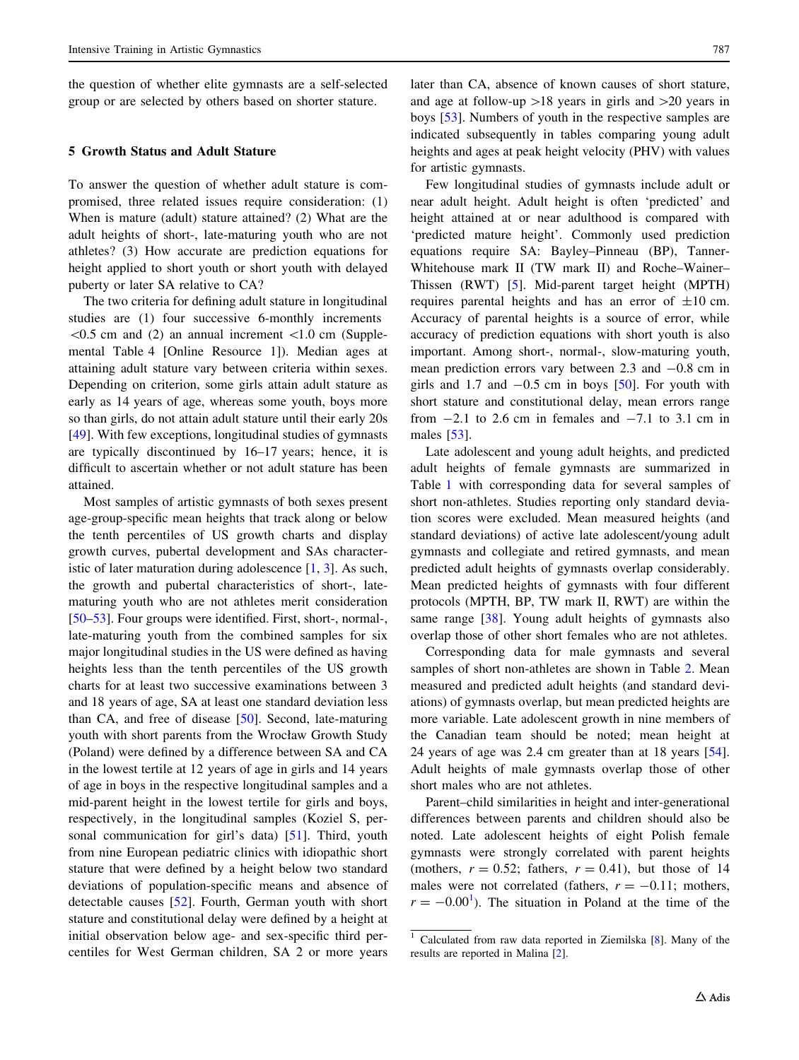the question of whether elite gymnasts are a self-selected group or are selected by others based on shorter stature.

## 5 Growth Status and Adult Stature

To answer the question of whether adult stature is compromised, three related issues require consideration: (1) When is mature (adult) stature attained? (2) What are the adult heights of short-, late-maturing youth who are not athletes? (3) How accurate are prediction equations for height applied to short youth or short youth with delayed puberty or later SA relative to CA?

The two criteria for defining adult stature in longitudinal studies are (1) four successive 6-monthly increments <0.5 cm and (2) an annual increment <1.0 cm (Supplemental Table 4 [Online Resource 1]). Median ages at attaining adult stature vary between criteria within sexes. Depending on criterion, some girls attain adult stature as early as 14 years of age, whereas some youth, boys more so than girls, do not attain adult stature until their early 20s [49]. With few exceptions, longitudinal studies of gymnasts are typically discontinued by 16–17 years; hence, it is difficult to ascertain whether or not adult stature has been attained.

Most samples of artistic gymnasts of both sexes present age-group-specific mean heights that track along or below the tenth percentiles of US growth charts and display growth curves, pubertal development and SAs characteristic of later maturation during adolescence [1, 3]. As such, the growth and pubertal characteristics of short-, late-maturing youth who are not athletes merit consideration [50–53]. Four groups were identified. First, short-, normal-, late-maturing youth from the combined samples for six major longitudinal studies in the US were defined as having heights less than the tenth percentiles of the US growth charts for at least two successive examinations between 3 and 18 years of age, SA at least one standard deviation less than CA, and free of disease [50]. Second, late-maturing youth with short parents from the Wrocław Growth Study (Poland) were defined by a difference between SA and CA in the lowest tertile at 12 years of age in girls and 14 years of age in boys in the respective longitudinal samples and a mid-parent height in the lowest tertile for girls and boys, respectively, in the longitudinal samples (Koziel S, personal communication for girl's data) [51]. Third, youth from nine European pediatric clinics with idiopathic short stature that were defined by a height below two standard deviations of population-specific means and absence of detectable causes [52]. Fourth, German youth with short stature and constitutional delay were defined by a height at initial observation below age- and sex-specific third percentiles for West German children, SA 2 or more years later than CA, absence of known causes of short stature, and age at follow-up >18 years in girls and >20 years in boys [53]. Numbers of youth in the respective samples are indicated subsequently in tables comparing young adult heights and ages at peak height velocity (PHV) with values for artistic gymnasts.

Few longitudinal studies of gymnasts include adult or near adult height. Adult height is often 'predicted' and height attained at or near adulthood is compared with 'predicted mature height'. Commonly used prediction equations require SA: Bayley–Pinneau (BP), Tanner-Whitehouse mark II (TW mark II) and Roche–Wainer–Thissen (RWT) [5]. Mid-parent target height (MPTH) requires parental heights and has an error of ±10 cm. Accuracy of parental heights is a source of error, while accuracy of prediction equations with short youth is also important. Among short-, normal-, slow-maturing youth, mean prediction errors vary between 2.3 and −0.8 cm in girls and 1.7 and −0.5 cm in boys [50]. For youth with short stature and constitutional delay, mean errors range from −2.1 to 2.6 cm in females and −7.1 to 3.1 cm in males [53].

Late adolescent and young adult heights, and predicted adult heights of female gymnasts are summarized in Table 1 with corresponding data for several samples of short non-athletes. Studies reporting only standard deviation scores were excluded. Mean measured heights (and standard deviations) of active late adolescent/young adult gymnasts and collegiate and retired gymnasts, and mean predicted adult heights of gymnasts overlap considerably. Mean predicted heights of gymnasts with four different protocols (MPTH, BP, TW mark II, RWT) are within the same range [38]. Young adult heights of gymnasts also overlap those of other short females who are not athletes.

Corresponding data for male gymnasts and several samples of short non-athletes are shown in Table 2. Mean measured and predicted adult heights (and standard deviations) of gymnasts overlap, but mean predicted heights are more variable. Late adolescent growth in nine members of the Canadian team should be noted; mean height at 24 years of age was 2.4 cm greater than at 18 years [54]. Adult heights of male gymnasts overlap those of other short males who are not athletes.

Parent–child similarities in height and inter-generational differences between parents and children should also be noted. Late adolescent heights of eight Polish female gymnasts were strongly correlated with parent heights (mothers, $r = 0.52$; fathers, $r = 0.41$), but those of 14 males were not correlated (fathers, $r = -0.11$; mothers, $r = -0.00$[1]). The situation in Poland at the time of the

---

[1] Calculated from raw data reported in Ziemilska [8]. Many of the results are reported in Malina [2].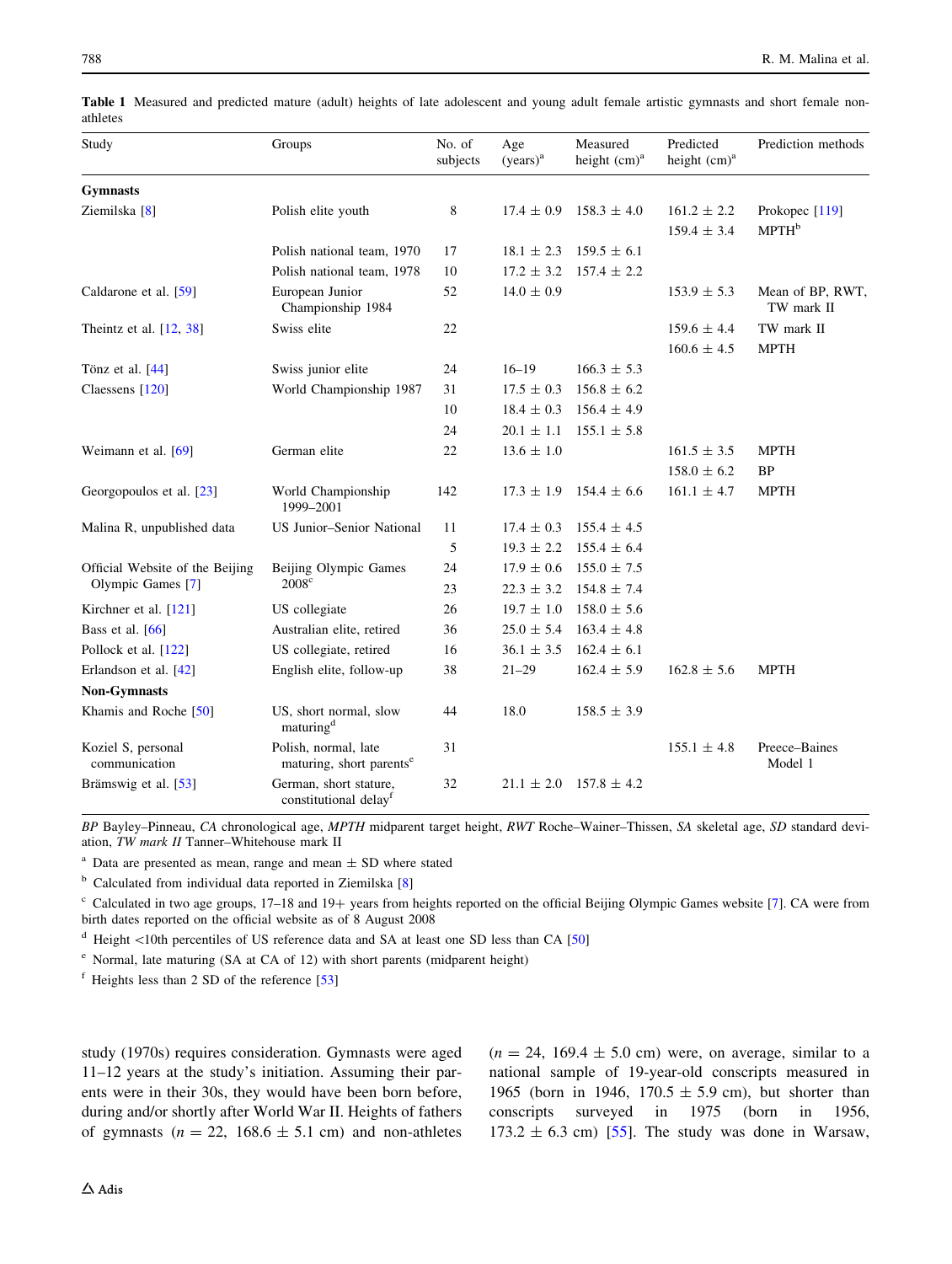**Table 1** Measured and predicted mature (adult) heights of late adolescent and young adult female artistic gymnasts and short female non-athletes

| Study | Groups | No. of subjects | Age (years)[a] | Measured height (cm)[a] | Predicted height (cm)[a] | Prediction methods |
|---|---|---|---|---|---|---|
| **Gymnasts** | | | | | | |
| Ziemilska [8] | Polish elite youth | 8 | 17.4 ± 0.9 | 158.3 ± 4.0 | 161.2 ± 2.2 | Prokopec [119] |
| | | | | | 159.4 ± 3.4 | MPTH[b] |
| | Polish national team, 1970 | 17 | 18.1 ± 2.3 | 159.5 ± 6.1 | | |
| | Polish national team, 1978 | 10 | 17.2 ± 3.2 | 157.4 ± 2.2 | | |
| Caldarone et al. [59] | European Junior Championship 1984 | 52 | 14.0 ± 0.9 | | 153.9 ± 5.3 | Mean of BP, RWT, TW mark II |
| Theintz et al. [12, 38] | Swiss elite | 22 | | | 159.6 ± 4.4 | TW mark II |
| | | | | | 160.6 ± 4.5 | MPTH |
| Tönz et al. [44] | Swiss junior elite | 24 | 16–19 | 166.3 ± 5.3 | | |
| Claessens [120] | World Championship 1987 | 31 | 17.5 ± 0.3 | 156.8 ± 6.2 | | |
| | | 10 | 18.4 ± 0.3 | 156.4 ± 4.9 | | |
| | | 24 | 20.1 ± 1.1 | 155.1 ± 5.8 | | |
| Weimann et al. [69] | German elite | 22 | 13.6 ± 1.0 | | 161.5 ± 3.5 | MPTH |
| | | | | | 158.0 ± 6.2 | BP |
| Georgopoulos et al. [23] | World Championship 1999–2001 | 142 | 17.3 ± 1.9 | 154.4 ± 6.6 | 161.1 ± 4.7 | MPTH |
| Malina R, unpublished data | US Junior–Senior National | 11 | 17.4 ± 0.3 | 155.4 ± 4.5 | | |
| | | 5 | 19.3 ± 2.2 | 155.4 ± 6.4 | | |
| Official Website of the Beijing Olympic Games [7] | Beijing Olympic Games 2008[c] | 24 | 17.9 ± 0.6 | 155.0 ± 7.5 | | |
| | | 23 | 22.3 ± 3.2 | 154.8 ± 7.4 | | |
| Kirchner et al. [121] | US collegiate | 26 | 19.7 ± 1.0 | 158.0 ± 5.6 | | |
| Bass et al. [66] | Australian elite, retired | 36 | 25.0 ± 5.4 | 163.4 ± 4.8 | | |
| Pollock et al. [122] | US collegiate, retired | 16 | 36.1 ± 3.5 | 162.4 ± 6.1 | | |
| Erlandson et al. [42] | English elite, follow-up | 38 | 21–29 | 162.4 ± 5.9 | 162.8 ± 5.6 | MPTH |
| **Non-Gymnasts** | | | | | | |
| Khamis and Roche [50] | US, short normal, slow maturing[d] | 44 | 18.0 | 158.5 ± 3.9 | | |
| Koziel S, personal communication | Polish, normal, late maturing, short parents[e] | 31 | | | 155.1 ± 4.8 | Preece–Baines Model 1 |
| Brämswig et al. [53] | German, short stature, constitutional delay[f] | 32 | 21.1 ± 2.0 | 157.8 ± 4.2 | | |

*BP* Bayley–Pinneau, *CA* chronological age, *MPTH* midparent target height, *RWT* Roche–Wainer–Thissen, *SA* skeletal age, *SD* standard deviation, *TW mark II* Tanner–Whitehouse mark II

[a] Data are presented as mean, range and mean ± SD where stated

[b] Calculated from individual data reported in Ziemilska [8]

[c] Calculated in two age groups, 17–18 and 19+ years from heights reported on the official Beijing Olympic Games website [7]. CA were from birth dates reported on the official website as of 8 August 2008

[d] Height <10th percentiles of US reference data and SA at least one SD less than CA [50]

[e] Normal, late maturing (SA at CA of 12) with short parents (midparent height)

[f] Heights less than 2 SD of the reference [53]

study (1970s) requires consideration. Gymnasts were aged 11–12 years at the study's initiation. Assuming their parents were in their 30s, they would have been born before, during and/or shortly after World War II. Heights of fathers of gymnasts ($n = 22$, 168.6 ± 5.1 cm) and non-athletes ($n = 24$, 169.4 ± 5.0 cm) were, on average, similar to a national sample of 19-year-old conscripts measured in 1965 (born in 1946, 170.5 ± 5.9 cm), but shorter than conscripts surveyed in 1975 (born in 1956, 173.2 ± 6.3 cm) [55]. The study was done in Warsaw,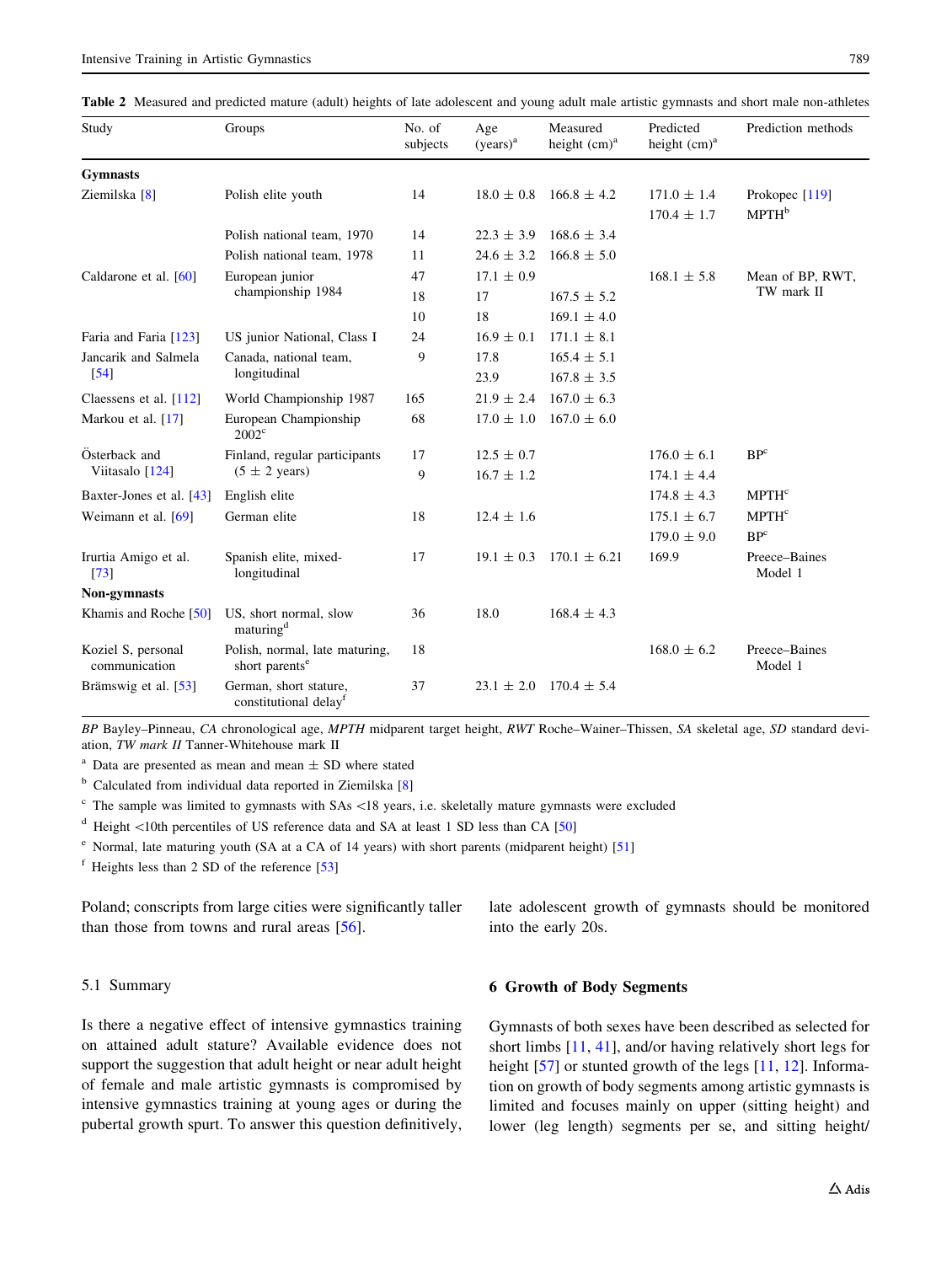**Table 2** Measured and predicted mature (adult) heights of late adolescent and young adult male artistic gymnasts and short male non-athletes

| Study | Groups | No. of subjects | Age (years)[a] | Measured height (cm)[a] | Predicted height (cm)[a] | Prediction methods |
|---|---|---|---|---|---|---|
| **Gymnasts** | | | | | | |
| Ziemilska [8] | Polish elite youth | 14 | 18.0 ± 0.8 | 166.8 ± 4.2 | 171.0 ± 1.4 | Prokopec [119] |
| | | | | | 170.4 ± 1.7 | MPTH[b] |
| | Polish national team, 1970 | 14 | 22.3 ± 3.9 | 168.6 ± 3.4 | | |
| | Polish national team, 1978 | 11 | 24.6 ± 3.2 | 166.8 ± 5.0 | | |
| Caldarone et al. [60] | European junior championship 1984 | 47 | 17.1 ± 0.9 | | 168.1 ± 5.8 | Mean of BP, RWT, TW mark II |
| | | 18 | 17 | 167.5 ± 5.2 | | |
| | | 10 | 18 | 169.1 ± 4.0 | | |
| Faria and Faria [123] | US junior National, Class I | 24 | 16.9 ± 0.1 | 171.1 ± 8.1 | | |
| Jancarik and Salmela [54] | Canada, national team, longitudinal | 9 | 17.8 | 165.4 ± 5.1 | | |
| | | | 23.9 | 167.8 ± 3.5 | | |
| Claessens et al. [112] | World Championship 1987 | 165 | 21.9 ± 2.4 | 167.0 ± 6.3 | | |
| Markou et al. [17] | European Championship 2002[c] | 68 | 17.0 ± 1.0 | 167.0 ± 6.0 | | |
| Österback and Viitasalo [124] | Finland, regular participants (5 ± 2 years) | 17 | 12.5 ± 0.7 | | 176.0 ± 6.1 | BP[c] |
| | | 9 | 16.7 ± 1.2 | | 174.1 ± 4.4 | |
| Baxter-Jones et al. [43] | English elite | | | | 174.8 ± 4.3 | MPTH[c] |
| Weimann et al. [69] | German elite | 18 | 12.4 ± 1.6 | | 175.1 ± 6.7 | MPTH[c] |
| | | | | | 179.0 ± 9.0 | BP[c] |
| Irurtia Amigo et al. [73] | Spanish elite, mixed-longitudinal | 17 | 19.1 ± 0.3 | 170.1 ± 6.21 | 169.9 | Preece–Baines Model 1 |
| **Non-gymnasts** | | | | | | |
| Khamis and Roche [50] | US, short normal, slow maturing[d] | 36 | 18.0 | 168.4 ± 4.3 | | |
| Koziel S, personal communication | Polish, normal, late maturing, short parents[e] | 18 | | | 168.0 ± 6.2 | Preece–Baines Model 1 |
| Brämswig et al. [53] | German, short stature, constitutional delay[f] | 37 | 23.1 ± 2.0 | 170.4 ± 5.4 | | |

*BP* Bayley–Pinneau, *CA* chronological age, *MPTH* midparent target height, *RWT* Roche–Wainer–Thissen, *SA* skeletal age, *SD* standard deviation, *TW mark II* Tanner-Whitehouse mark II

[a] Data are presented as mean and mean ± SD where stated

[b] Calculated from individual data reported in Ziemilska [8]

[c] The sample was limited to gymnasts with SAs <18 years, i.e. skeletally mature gymnasts were excluded

[d] Height <10th percentiles of US reference data and SA at least 1 SD less than CA [50]

[e] Normal, late maturing youth (SA at a CA of 14 years) with short parents (midparent height) [51]

[f] Heights less than 2 SD of the reference [53]

Poland; conscripts from large cities were significantly taller than those from towns and rural areas [56].

### 5.1 Summary

Is there a negative effect of intensive gymnastics training on attained adult stature? Available evidence does not support the suggestion that adult height or near adult height of female and male artistic gymnasts is compromised by intensive gymnastics training at young ages or during the pubertal growth spurt. To answer this question definitively, late adolescent growth of gymnasts should be monitored into the early 20s.

## 6 Growth of Body Segments

Gymnasts of both sexes have been described as selected for short limbs [11, 41], and/or having relatively short legs for height [57] or stunted growth of the legs [11, 12]. Information on growth of body segments among artistic gymnasts is limited and focuses mainly on upper (sitting height) and lower (leg length) segments per se, and sitting height/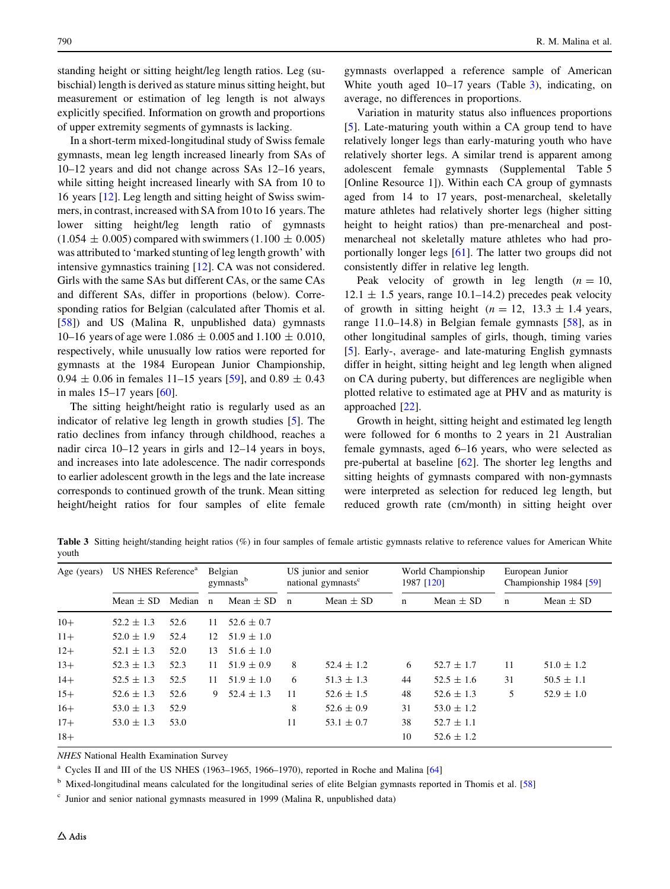standing height or sitting height/leg length ratios. Leg (subischial) length is derived as stature minus sitting height, but measurement or estimation of leg length is not always explicitly specified. Information on growth and proportions of upper extremity segments of gymnasts is lacking.

In a short-term mixed-longitudinal study of Swiss female gymnasts, mean leg length increased linearly from SAs of 10–12 years and did not change across SAs 12–16 years, while sitting height increased linearly with SA from 10 to 16 years [12]. Leg length and sitting height of Swiss swimmers, in contrast, increased with SA from 10 to 16 years. The lower sitting height/leg length ratio of gymnasts (1.054 ± 0.005) compared with swimmers (1.100 ± 0.005) was attributed to 'marked stunting of leg length growth' with intensive gymnastics training [12]. CA was not considered. Girls with the same SAs but different CAs, or the same CAs and different SAs, differ in proportions (below). Corresponding ratios for Belgian (calculated after Thomis et al. [58]) and US (Malina R, unpublished data) gymnasts 10–16 years of age were 1.086 ± 0.005 and 1.100 ± 0.010, respectively, while unusually low ratios were reported for gymnasts at the 1984 European Junior Championship, 0.94 ± 0.06 in females 11–15 years [59], and 0.89 ± 0.43 in males 15–17 years [60].

The sitting height/height ratio is regularly used as an indicator of relative leg length in growth studies [5]. The ratio declines from infancy through childhood, reaches a nadir circa 10–12 years in girls and 12–14 years in boys, and increases into late adolescence. The nadir corresponds to earlier adolescent growth in the legs and the late increase corresponds to continued growth of the trunk. Mean sitting height/height ratios for four samples of elite female gymnasts overlapped a reference sample of American White youth aged 10–17 years (Table 3), indicating, on average, no differences in proportions.

Variation in maturity status also influences proportions [5]. Late-maturing youth within a CA group tend to have relatively longer legs than early-maturing youth who have relatively shorter legs. A similar trend is apparent among adolescent female gymnasts (Supplemental Table 5 [Online Resource 1]). Within each CA group of gymnasts aged from 14 to 17 years, post-menarcheal, skeletally mature athletes had relatively shorter legs (higher sitting height to height ratios) than pre-menarcheal and post-menarcheal not skeletally mature athletes who had proportionally longer legs [61]. The latter two groups did not consistently differ in relative leg length.

Peak velocity of growth in leg length ($n = 10$, 12.1 ± 1.5 years, range 10.1–14.2) precedes peak velocity of growth in sitting height ($n = 12$, 13.3 ± 1.4 years, range 11.0–14.8) in Belgian female gymnasts [58], as in other longitudinal samples of girls, though, timing varies [5]. Early-, average- and late-maturing English gymnasts differ in height, sitting height and leg length when aligned on CA during puberty, but differences are negligible when plotted relative to estimated age at PHV and as maturity is approached [22].

Growth in height, sitting height and estimated leg length were followed for 6 months to 2 years in 21 Australian female gymnasts, aged 6–16 years, who were selected as pre-pubertal at baseline [62]. The shorter leg lengths and sitting heights of gymnasts compared with non-gymnasts were interpreted as selection for reduced leg length, but reduced growth rate (cm/month) in sitting height over

**Table 3** Sitting height/standing height ratios (%) in four samples of female artistic gymnasts relative to reference values for American White youth

| Age (years) | US NHES Reference[a] | | Belgian gymnasts[b] | | US junior and senior national gymnasts[c] | | World Championship 1987 [120] | | European Junior Championship 1984 [59] | |
|---|---|---|---|---|---|---|---|---|---|---|
| | Mean ± SD | Median | n | Mean ± SD | n | Mean ± SD | n | Mean ± SD | n | Mean ± SD |
| 10+ | 52.2 ± 1.3 | 52.6 | 11 | 52.6 ± 0.7 | | | | | | |
| 11+ | 52.0 ± 1.9 | 52.4 | 12 | 51.9 ± 1.0 | | | | | | |
| 12+ | 52.1 ± 1.3 | 52.0 | 13 | 51.6 ± 1.0 | | | | | | |
| 13+ | 52.3 ± 1.3 | 52.3 | 11 | 51.9 ± 0.9 | 8 | 52.4 ± 1.2 | 6 | 52.7 ± 1.7 | 11 | 51.0 ± 1.2 |
| 14+ | 52.5 ± 1.3 | 52.5 | 11 | 51.9 ± 1.0 | 6 | 51.3 ± 1.3 | 44 | 52.5 ± 1.6 | 31 | 50.5 ± 1.1 |
| 15+ | 52.6 ± 1.3 | 52.6 | 9 | 52.4 ± 1.3 | 11 | 52.6 ± 1.5 | 48 | 52.6 ± 1.3 | 5 | 52.9 ± 1.0 |
| 16+ | 53.0 ± 1.3 | 52.9 | | | 8 | 52.6 ± 0.9 | 31 | 53.0 ± 1.2 | | |
| 17+ | 53.0 ± 1.3 | 53.0 | | | 11 | 53.1 ± 0.7 | 38 | 52.7 ± 1.1 | | |
| 18+ | | | | | | | 10 | 52.6 ± 1.2 | | |

*NHES* National Health Examination Survey

[a] Cycles II and III of the US NHES (1963–1965, 1966–1970), reported in Roche and Malina [64]

[b] Mixed-longitudinal means calculated for the longitudinal series of elite Belgian gymnasts reported in Thomis et al. [58]

[c] Junior and senior national gymnasts measured in 1999 (Malina R, unpublished data)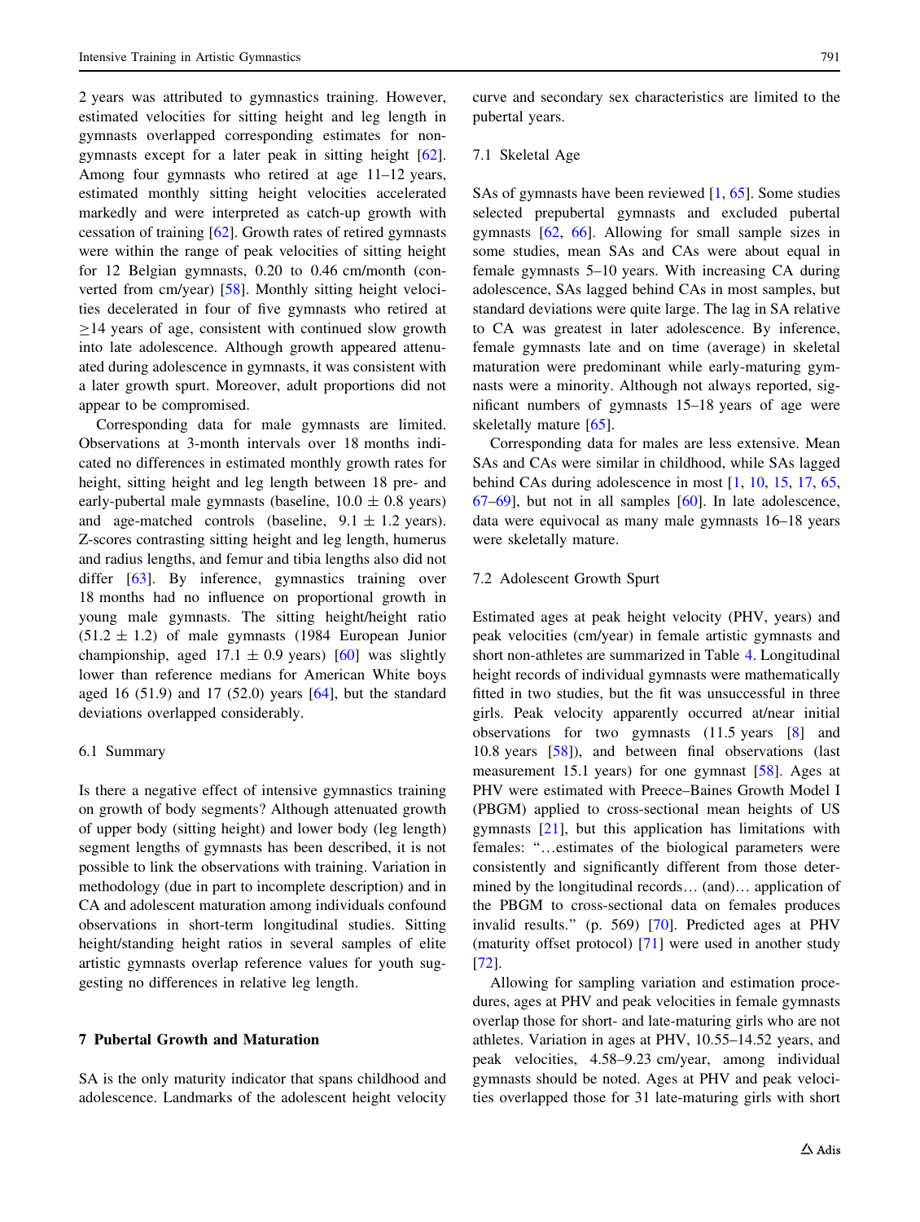2 years was attributed to gymnastics training. However, estimated velocities for sitting height and leg length in gymnasts overlapped corresponding estimates for non-gymnasts except for a later peak in sitting height [62]. Among four gymnasts who retired at age 11–12 years, estimated monthly sitting height velocities accelerated markedly and were interpreted as catch-up growth with cessation of training [62]. Growth rates of retired gymnasts were within the range of peak velocities of sitting height for 12 Belgian gymnasts, 0.20 to 0.46 cm/month (converted from cm/year) [58]. Monthly sitting height velocities decelerated in four of five gymnasts who retired at $\geq$14 years of age, consistent with continued slow growth into late adolescence. Although growth appeared attenuated during adolescence in gymnasts, it was consistent with a later growth spurt. Moreover, adult proportions did not appear to be compromised.

Corresponding data for male gymnasts are limited. Observations at 3-month intervals over 18 months indicated no differences in estimated monthly growth rates for height, sitting height and leg length between 18 pre- and early-pubertal male gymnasts (baseline, $10.0 \pm 0.8$ years) and age-matched controls (baseline, $9.1 \pm 1.2$ years). Z-scores contrasting sitting height and leg length, humerus and radius lengths, and femur and tibia lengths also did not differ [63]. By inference, gymnastics training over 18 months had no influence on proportional growth in young male gymnasts. The sitting height/height ratio ($51.2 \pm 1.2$) of male gymnasts (1984 European Junior championship, aged $17.1 \pm 0.9$ years) [60] was slightly lower than reference medians for American White boys aged 16 (51.9) and 17 (52.0) years [64], but the standard deviations overlapped considerably.

### 6.1 Summary

Is there a negative effect of intensive gymnastics training on growth of body segments? Although attenuated growth of upper body (sitting height) and lower body (leg length) segment lengths of gymnasts has been described, it is not possible to link the observations with training. Variation in methodology (due in part to incomplete description) and in CA and adolescent maturation among individuals confound observations in short-term longitudinal studies. Sitting height/standing height ratios in several samples of elite artistic gymnasts overlap reference values for youth suggesting no differences in relative leg length.

## 7 Pubertal Growth and Maturation

SA is the only maturity indicator that spans childhood and adolescence. Landmarks of the adolescent height velocity curve and secondary sex characteristics are limited to the pubertal years.

### 7.1 Skeletal Age

SAs of gymnasts have been reviewed [1, 65]. Some studies selected prepubertal gymnasts and excluded pubertal gymnasts [62, 66]. Allowing for small sample sizes in some studies, mean SAs and CAs were about equal in female gymnasts 5–10 years. With increasing CA during adolescence, SAs lagged behind CAs in most samples, but standard deviations were quite large. The lag in SA relative to CA was greatest in later adolescence. By inference, female gymnasts late and on time (average) in skeletal maturation were predominant while early-maturing gymnasts were a minority. Although not always reported, significant numbers of gymnasts 15–18 years of age were skeletally mature [65].

Corresponding data for males are less extensive. Mean SAs and CAs were similar in childhood, while SAs lagged behind CAs during adolescence in most [1, 10, 15, 17, 65, 67–69], but not in all samples [60]. In late adolescence, data were equivocal as many male gymnasts 16–18 years were skeletally mature.

### 7.2 Adolescent Growth Spurt

Estimated ages at peak height velocity (PHV, years) and peak velocities (cm/year) in female artistic gymnasts and short non-athletes are summarized in Table 4. Longitudinal height records of individual gymnasts were mathematically fitted in two studies, but the fit was unsuccessful in three girls. Peak velocity apparently occurred at/near initial observations for two gymnasts (11.5 years [8] and 10.8 years [58]), and between final observations (last measurement 15.1 years) for one gymnast [58]. Ages at PHV were estimated with Preece–Baines Growth Model I (PBGM) applied to cross-sectional mean heights of US gymnasts [21], but this application has limitations with females: "…estimates of the biological parameters were consistently and significantly different from those determined by the longitudinal records… (and)… application of the PBGM to cross-sectional data on females produces invalid results." (p. 569) [70]. Predicted ages at PHV (maturity offset protocol) [71] were used in another study [72].

Allowing for sampling variation and estimation procedures, ages at PHV and peak velocities in female gymnasts overlap those for short- and late-maturing girls who are not athletes. Variation in ages at PHV, 10.55–14.52 years, and peak velocities, 4.58–9.23 cm/year, among individual gymnasts should be noted. Ages at PHV and peak velocities overlapped those for 31 late-maturing girls with short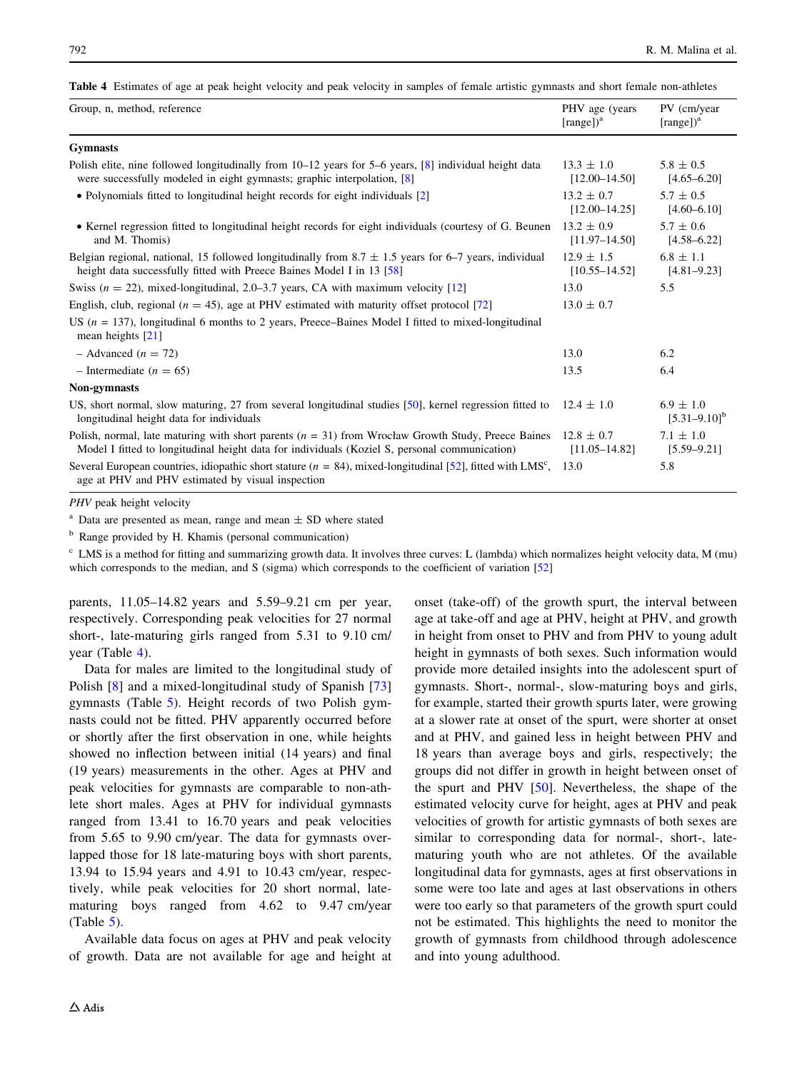**Table 4** Estimates of age at peak height velocity and peak velocity in samples of female artistic gymnasts and short female non-athletes

| Group, n, method, reference | PHV age (years [range])[a] | PV (cm/year [range])[a] |
|---|---|---|
| **Gymnasts** | | |
| Polish elite, nine followed longitudinally from 10–12 years for 5–6 years, [8] individual height data were successfully modeled in eight gymnasts; graphic interpolation, [8] | 13.3 ± 1.0 [12.00–14.50] | 5.8 ± 0.5 [4.65–6.20] |
| • Polynomials fitted to longitudinal height records for eight individuals [2] | 13.2 ± 0.7 [12.00–14.25] | 5.7 ± 0.5 [4.60–6.10] |
| • Kernel regression fitted to longitudinal height records for eight individuals (courtesy of G. Beunen and M. Thomis) | 13.2 ± 0.9 [11.97–14.50] | 5.7 ± 0.6 [4.58–6.22] |
| Belgian regional, national, 15 followed longitudinally from 8.7 ± 1.5 years for 6–7 years, individual height data successfully fitted with Preece Baines Model I in 13 [58] | 12.9 ± 1.5 [10.55–14.52] | 6.8 ± 1.1 [4.81–9.23] |
| Swiss (*n* = 22), mixed-longitudinal, 2.0–3.7 years, CA with maximum velocity [12] | 13.0 | 5.5 |
| English, club, regional (*n* = 45), age at PHV estimated with maturity offset protocol [72] | 13.0 ± 0.7 | |
| US (*n* = 137), longitudinal 6 months to 2 years, Preece–Baines Model I fitted to mixed-longitudinal mean heights [21] | | |
| – Advanced (*n* = 72) | 13.0 | 6.2 |
| – Intermediate (*n* = 65) | 13.5 | 6.4 |
| **Non-gymnasts** | | |
| US, short normal, slow maturing, 27 from several longitudinal studies [50], kernel regression fitted to longitudinal height data for individuals | 12.4 ± 1.0 | 6.9 ± 1.0 [5.31–9.10][b] |
| Polish, normal, late maturing with short parents (*n* = 31) from Wrocław Growth Study, Preece Baines Model I fitted to longitudinal height data for individuals (Koziel S, personal communication) | 12.8 ± 0.7 [11.05–14.82] | 7.1 ± 1.0 [5.59–9.21] |
| Several European countries, idiopathic short stature (*n* = 84), mixed-longitudinal [52], fitted with LMS[c], age at PHV and PHV estimated by visual inspection | 13.0 | 5.8 |

*PHV* peak height velocity

[a] Data are presented as mean, range and mean ± SD where stated

[b] Range provided by H. Khamis (personal communication)

[c] LMS is a method for fitting and summarizing growth data. It involves three curves: L (lambda) which normalizes height velocity data, M (mu) which corresponds to the median, and S (sigma) which corresponds to the coefficient of variation [52]

parents, 11.05–14.82 years and 5.59–9.21 cm per year, respectively. Corresponding peak velocities for 27 normal short-, late-maturing girls ranged from 5.31 to 9.10 cm/year (Table 4).

Data for males are limited to the longitudinal study of Polish [8] and a mixed-longitudinal study of Spanish [73] gymnasts (Table 5). Height records of two Polish gymnasts could not be fitted. PHV apparently occurred before or shortly after the first observation in one, while heights showed no inflection between initial (14 years) and final (19 years) measurements in the other. Ages at PHV and peak velocities for gymnasts are comparable to non-athlete short males. Ages at PHV for individual gymnasts ranged from 13.41 to 16.70 years and peak velocities from 5.65 to 9.90 cm/year. The data for gymnasts overlapped those for 18 late-maturing boys with short parents, 13.94 to 15.94 years and 4.91 to 10.43 cm/year, respectively, while peak velocities for 20 short normal, late-maturing boys ranged from 4.62 to 9.47 cm/year (Table 5).

Available data focus on ages at PHV and peak velocity of growth. Data are not available for age and height at onset (take-off) of the growth spurt, the interval between age at take-off and age at PHV, height at PHV, and growth in height from onset to PHV and from PHV to young adult height in gymnasts of both sexes. Such information would provide more detailed insights into the adolescent spurt of gymnasts. Short-, normal-, slow-maturing boys and girls, for example, started their growth spurts later, were growing at a slower rate at onset of the spurt, were shorter at onset and at PHV, and gained less in height between PHV and 18 years than average boys and girls, respectively; the groups did not differ in growth in height between onset of the spurt and PHV [50]. Nevertheless, the shape of the estimated velocity curve for height, ages at PHV and peak velocities of growth for artistic gymnasts of both sexes are similar to corresponding data for normal-, short-, late-maturing youth who are not athletes. Of the available longitudinal data for gymnasts, ages at first observations in some were too late and ages at last observations in others were too early so that parameters of the growth spurt could not be estimated. This highlights the need to monitor the growth of gymnasts from childhood through adolescence and into young adulthood.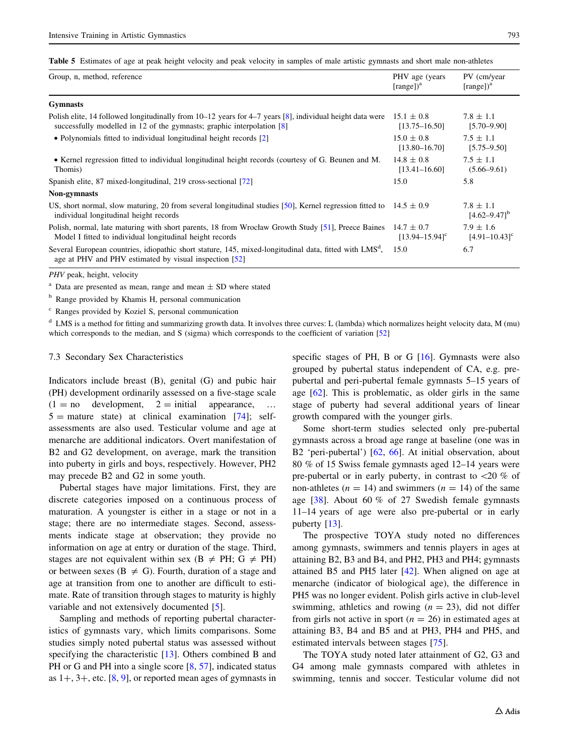**Table 5** Estimates of age at peak height velocity and peak velocity in samples of male artistic gymnasts and short male non-athletes

| Group, n, method, reference | PHV age (years [range])[a] | PV (cm/year [range])[a] |
|---|---|---|
| **Gymnasts** | | |
| Polish elite, 14 followed longitudinally from 10–12 years for 4–7 years [8], individual height data were successfully modelled in 12 of the gymnasts; graphic interpolation [8] | 15.1 ± 0.8 [13.75–16.50] | 7.8 ± 1.1 [5.70–9.90] |
| • Polynomials fitted to individual longitudinal height records [2] | 15.0 ± 0.8 [13.80–16.70] | 7.5 ± 1.1 [5.75–9.50] |
| • Kernel regression fitted to individual longitudinal height records (courtesy of G. Beunen and M. Thomis) | 14.8 ± 0.8 [13.41–16.60] | 7.5 ± 1.1 (5.66–9.61) |
| Spanish elite, 87 mixed-longitudinal, 219 cross-sectional [72] | 15.0 | 5.8 |
| **Non-gymnasts** | | |
| US, short normal, slow maturing, 20 from several longitudinal studies [50], Kernel regression fitted to individual longitudinal height records | 14.5 ± 0.9 | 7.8 ± 1.1 [4.62–9.47][b] |
| Polish, normal, late maturing with short parents, 18 from Wrocław Growth Study [51], Preece Baines Model I fitted to individual longitudinal height records | 14.7 ± 0.7 [13.94–15.94][c] | 7.9 ± 1.6 [4.91–10.43][c] |
| Several European countries, idiopathic short stature, 145, mixed-longitudinal data, fitted with LMS[d], age at PHV and PHV estimated by visual inspection [52] | 15.0 | 6.7 |

*PHV* peak, height, velocity

[a] Data are presented as mean, range and mean ± SD where stated

[b] Range provided by Khamis H, personal communication

[c] Ranges provided by Koziel S, personal communication

[d] LMS is a method for fitting and summarizing growth data. It involves three curves: L (lambda) which normalizes height velocity data, M (mu) which corresponds to the median, and S (sigma) which corresponds to the coefficient of variation [52]

### 7.3 Secondary Sex Characteristics

Indicators include breast (B), genital (G) and pubic hair (PH) development ordinarily assessed on a five-stage scale (1 = no development, 2 = initial appearance, … 5 = mature state) at clinical examination [74]; self-assessments are also used. Testicular volume and age at menarche are additional indicators. Overt manifestation of B2 and G2 development, on average, mark the transition into puberty in girls and boys, respectively. However, PH2 may precede B2 and G2 in some youth.

Pubertal stages have major limitations. First, they are discrete categories imposed on a continuous process of maturation. A youngster is either in a stage or not in a stage; there are no intermediate stages. Second, assessments indicate stage at observation; they provide no information on age at entry or duration of the stage. Third, stages are not equivalent within sex (B ≠ PH; G ≠ PH) or between sexes (B ≠ G). Fourth, duration of a stage and age at transition from one to another are difficult to estimate. Rate of transition through stages to maturity is highly variable and not extensively documented [5].

Sampling and methods of reporting pubertal characteristics of gymnasts vary, which limits comparisons. Some studies simply noted pubertal status was assessed without specifying the characteristic [13]. Others combined B and PH or G and PH into a single score [8, 57], indicated status as 1+, 3+, etc. [8, 9], or reported mean ages of gymnasts in specific stages of PH, B or G [16]. Gymnasts were also grouped by pubertal status independent of CA, e.g. pre-pubertal and peri-pubertal female gymnasts 5–15 years of age [62]. This is problematic, as older girls in the same stage of puberty had several additional years of linear growth compared with the younger girls.

Some short-term studies selected only pre-pubertal gymnasts across a broad age range at baseline (one was in B2 'peri-pubertal') [62, 66]. At initial observation, about 80 % of 15 Swiss female gymnasts aged 12–14 years were pre-pubertal or in early puberty, in contrast to <20 % of non-athletes ($n = 14$) and swimmers ($n = 14$) of the same age [38]. About 60 % of 27 Swedish female gymnasts 11–14 years of age were also pre-pubertal or in early puberty [13].

The prospective TOYA study noted no differences among gymnasts, swimmers and tennis players in ages at attaining B2, B3 and B4, and PH2, PH3 and PH4; gymnasts attained B5 and PH5 later [42]. When aligned on age at menarche (indicator of biological age), the difference in PH5 was no longer evident. Polish girls active in club-level swimming, athletics and rowing ($n = 23$), did not differ from girls not active in sport ($n = 26$) in estimated ages at attaining B3, B4 and B5 and at PH3, PH4 and PH5, and estimated intervals between stages [75].

The TOYA study noted later attainment of G2, G3 and G4 among male gymnasts compared with athletes in swimming, tennis and soccer. Testicular volume did not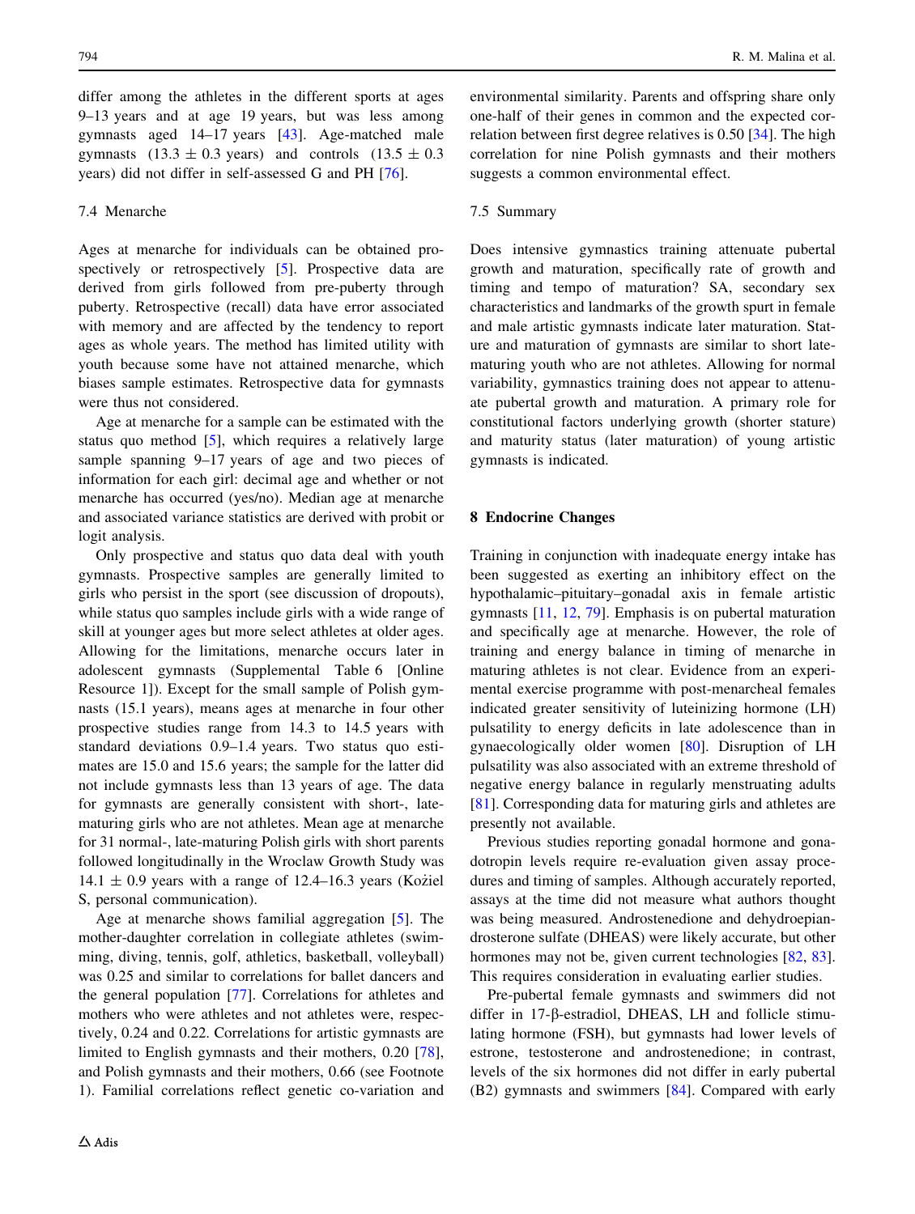differ among the athletes in the different sports at ages 9–13 years and at age 19 years, but was less among gymnasts aged 14–17 years [43]. Age-matched male gymnasts ($13.3 \pm 0.3$ years) and controls ($13.5 \pm 0.3$ years) did not differ in self-assessed G and PH [76].

### 7.4 Menarche

Ages at menarche for individuals can be obtained prospectively or retrospectively [5]. Prospective data are derived from girls followed from pre-puberty through puberty. Retrospective (recall) data have error associated with memory and are affected by the tendency to report ages as whole years. The method has limited utility with youth because some have not attained menarche, which biases sample estimates. Retrospective data for gymnasts were thus not considered.

Age at menarche for a sample can be estimated with the status quo method [5], which requires a relatively large sample spanning 9–17 years of age and two pieces of information for each girl: decimal age and whether or not menarche has occurred (yes/no). Median age at menarche and associated variance statistics are derived with probit or logit analysis.

Only prospective and status quo data deal with youth gymnasts. Prospective samples are generally limited to girls who persist in the sport (see discussion of dropouts), while status quo samples include girls with a wide range of skill at younger ages but more select athletes at older ages. Allowing for the limitations, menarche occurs later in adolescent gymnasts (Supplemental Table 6 [Online Resource 1]). Except for the small sample of Polish gymnasts (15.1 years), means ages at menarche in four other prospective studies range from 14.3 to 14.5 years with standard deviations 0.9–1.4 years. Two status quo estimates are 15.0 and 15.6 years; the sample for the latter did not include gymnasts less than 13 years of age. The data for gymnasts are generally consistent with short-, late-maturing girls who are not athletes. Mean age at menarche for 31 normal-, late-maturing Polish girls with short parents followed longitudinally in the Wroclaw Growth Study was $14.1 \pm 0.9$ years with a range of 12.4–16.3 years (Kożiel S, personal communication).

Age at menarche shows familial aggregation [5]. The mother-daughter correlation in collegiate athletes (swimming, diving, tennis, golf, athletics, basketball, volleyball) was 0.25 and similar to correlations for ballet dancers and the general population [77]. Correlations for athletes and mothers who were athletes and not athletes were, respectively, 0.24 and 0.22. Correlations for artistic gymnasts are limited to English gymnasts and their mothers, 0.20 [78], and Polish gymnasts and their mothers, 0.66 (see Footnote 1). Familial correlations reflect genetic co-variation and environmental similarity. Parents and offspring share only one-half of their genes in common and the expected correlation between first degree relatives is 0.50 [34]. The high correlation for nine Polish gymnasts and their mothers suggests a common environmental effect.

### 7.5 Summary

Does intensive gymnastics training attenuate pubertal growth and maturation, specifically rate of growth and timing and tempo of maturation? SA, secondary sex characteristics and landmarks of the growth spurt in female and male artistic gymnasts indicate later maturation. Stature and maturation of gymnasts are similar to short late-maturing youth who are not athletes. Allowing for normal variability, gymnastics training does not appear to attenuate pubertal growth and maturation. A primary role for constitutional factors underlying growth (shorter stature) and maturity status (later maturation) of young artistic gymnasts is indicated.

## 8 Endocrine Changes

Training in conjunction with inadequate energy intake has been suggested as exerting an inhibitory effect on the hypothalamic–pituitary–gonadal axis in female artistic gymnasts [11, 12, 79]. Emphasis is on pubertal maturation and specifically age at menarche. However, the role of training and energy balance in timing of menarche in maturing athletes is not clear. Evidence from an experimental exercise programme with post-menarcheal females indicated greater sensitivity of luteinizing hormone (LH) pulsatility to energy deficits in late adolescence than in gynaecologically older women [80]. Disruption of LH pulsatility was also associated with an extreme threshold of negative energy balance in regularly menstruating adults [81]. Corresponding data for maturing girls and athletes are presently not available.

Previous studies reporting gonadal hormone and gonadotropin levels require re-evaluation given assay procedures and timing of samples. Although accurately reported, assays at the time did not measure what authors thought was being measured. Androstenedione and dehydroepiandrosterone sulfate (DHEAS) were likely accurate, but other hormones may not be, given current technologies [82, 83]. This requires consideration in evaluating earlier studies.

Pre-pubertal female gymnasts and swimmers did not differ in 17-β-estradiol, DHEAS, LH and follicle stimulating hormone (FSH), but gymnasts had lower levels of estrone, testosterone and androstenedione; in contrast, levels of the six hormones did not differ in early pubertal (B2) gymnasts and swimmers [84]. Compared with early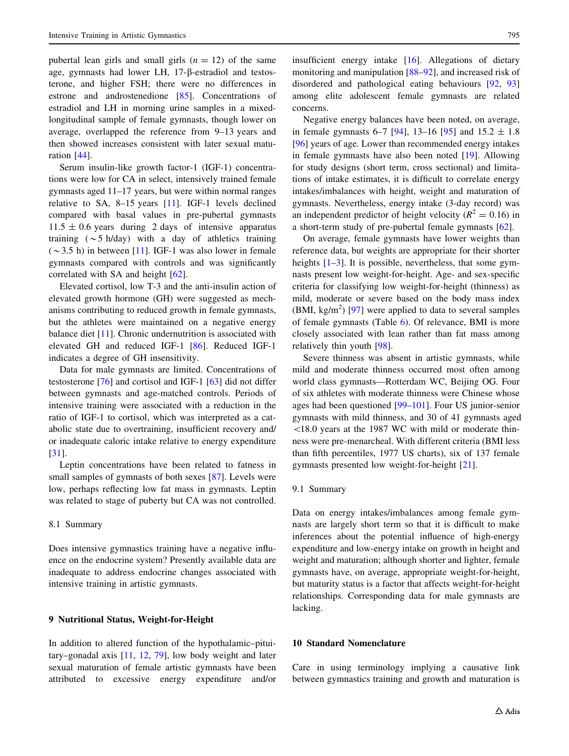pubertal lean girls and small girls ($n = 12$) of the same age, gymnasts had lower LH, 17-β-estradiol and testosterone, and higher FSH; there were no differences in estrone and androstenedione [85]. Concentrations of estradiol and LH in morning urine samples in a mixed-longitudinal sample of female gymnasts, though lower on average, overlapped the reference from 9–13 years and then showed increases consistent with later sexual maturation [44].

Serum insulin-like growth factor-1 (IGF-1) concentrations were low for CA in select, intensively trained female gymnasts aged 11–17 years, but were within normal ranges relative to SA, 8–15 years [11]. IGF-1 levels declined compared with basal values in pre-pubertal gymnasts $11.5 \pm 0.6$ years during 2 days of intensive apparatus training (~5 h/day) with a day of athletics training (~3.5 h) in between [11]. IGF-1 was also lower in female gymnasts compared with controls and was significantly correlated with SA and height [62].

Elevated cortisol, low T-3 and the anti-insulin action of elevated growth hormone (GH) were suggested as mechanisms contributing to reduced growth in female gymnasts, but the athletes were maintained on a negative energy balance diet [11]. Chronic undernutrition is associated with elevated GH and reduced IGF-1 [86]. Reduced IGF-1 indicates a degree of GH insensitivity.

Data for male gymnasts are limited. Concentrations of testosterone [76] and cortisol and IGF-1 [63] did not differ between gymnasts and age-matched controls. Periods of intensive training were associated with a reduction in the ratio of IGF-1 to cortisol, which was interpreted as a catabolic state due to overtraining, insufficient recovery and/or inadequate caloric intake relative to energy expenditure [31].

Leptin concentrations have been related to fatness in small samples of gymnasts of both sexes [87]. Levels were low, perhaps reflecting low fat mass in gymnasts. Leptin was related to stage of puberty but CA was not controlled.

### 8.1 Summary

Does intensive gymnastics training have a negative influence on the endocrine system? Presently available data are inadequate to address endocrine changes associated with intensive training in artistic gymnasts.

## 9 Nutritional Status, Weight-for-Height

In addition to altered function of the hypothalamic–pituitary–gonadal axis [11, 12, 79], low body weight and later sexual maturation of female artistic gymnasts have been attributed to excessive energy expenditure and/or insufficient energy intake [16]. Allegations of dietary monitoring and manipulation [88–92], and increased risk of disordered and pathological eating behaviours [92, 93] among elite adolescent female gymnasts are related concerns.

Negative energy balances have been noted, on average, in female gymnasts 6–7 [94], 13–16 [95] and $15.2 \pm 1.8$ [96] years of age. Lower than recommended energy intakes in female gymnasts have also been noted [19]. Allowing for study designs (short term, cross sectional) and limitations of intake estimates, it is difficult to correlate energy intakes/imbalances with height, weight and maturation of gymnasts. Nevertheless, energy intake (3-day record) was an independent predictor of height velocity ($R^2 = 0.16$) in a short-term study of pre-pubertal female gymnasts [62].

On average, female gymnasts have lower weights than reference data, but weights are appropriate for their shorter heights [1–3]. It is possible, nevertheless, that some gymnasts present low weight-for-height. Age- and sex-specific criteria for classifying low weight-for-height (thinness) as mild, moderate or severe based on the body mass index (BMI, kg/m$^2$) [97] were applied to data to several samples of female gymnasts (Table 6). Of relevance, BMI is more closely associated with lean rather than fat mass among relatively thin youth [98].

Severe thinness was absent in artistic gymnasts, while mild and moderate thinness occurred most often among world class gymnasts—Rotterdam WC, Beijing OG. Four of six athletes with moderate thinness were Chinese whose ages had been questioned [99–101]. Four US junior-senior gymnasts with mild thinness, and 30 of 41 gymnasts aged <18.0 years at the 1987 WC with mild or moderate thinness were pre-menarcheal. With different criteria (BMI less than fifth percentiles, 1977 US charts), six of 137 female gymnasts presented low weight-for-height [21].

### 9.1 Summary

Data on energy intakes/imbalances among female gymnasts are largely short term so that it is difficult to make inferences about the potential influence of high-energy expenditure and low-energy intake on growth in height and weight and maturation; although shorter and lighter, female gymnasts have, on average, appropriate weight-for-height, but maturity status is a factor that affects weight-for-height relationships. Corresponding data for male gymnasts are lacking.

## 10 Standard Nomenclature

Care in using terminology implying a causative link between gymnastics training and growth and maturation is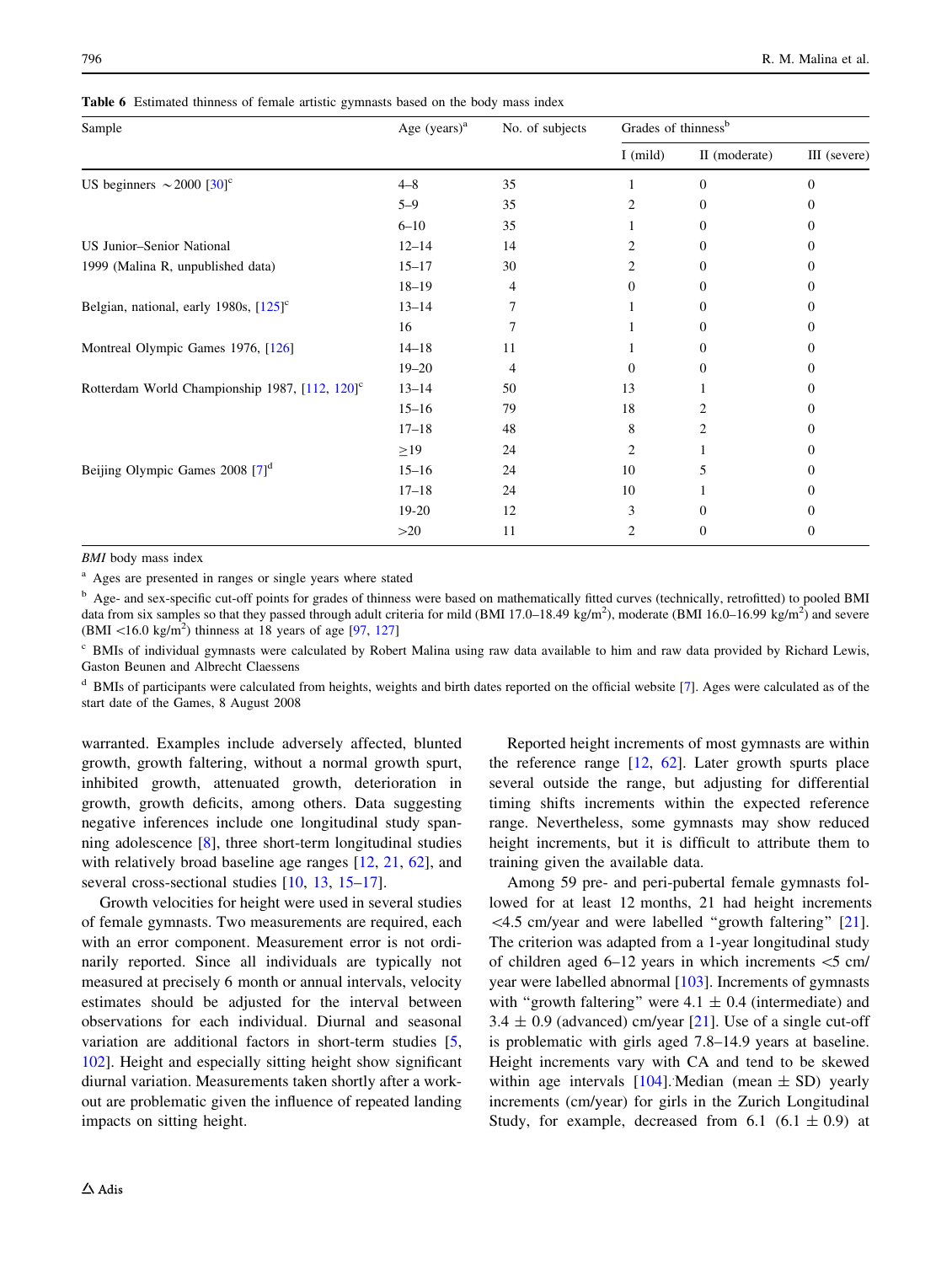**Table 6** Estimated thinness of female artistic gymnasts based on the body mass index

| Sample | Age (years)[a] | No. of subjects | Grades of thinness[b] | | |
|---|---|---|---|---|---|
| | | | I (mild) | II (moderate) | III (severe) |
| US beginners ∼2000 [30][c] | 4–8 | 35 | 1 | 0 | 0 |
| | 5–9 | 35 | 2 | 0 | 0 |
| | 6–10 | 35 | 1 | 0 | 0 |
| US Junior–Senior National | 12–14 | 14 | 2 | 0 | 0 |
| 1999 (Malina R, unpublished data) | 15–17 | 30 | 2 | 0 | 0 |
| | 18–19 | 4 | 0 | 0 | 0 |
| Belgian, national, early 1980s, [125][c] | 13–14 | 7 | 1 | 0 | 0 |
| | 16 | 7 | 1 | 0 | 0 |
| Montreal Olympic Games 1976, [126] | 14–18 | 11 | 1 | 0 | 0 |
| | 19–20 | 4 | 0 | 0 | 0 |
| Rotterdam World Championship 1987, [112, 120][c] | 13–14 | 50 | 13 | 1 | 0 |
| | 15–16 | 79 | 18 | 2 | 0 |
| | 17–18 | 48 | 8 | 2 | 0 |
| | ≥19 | 24 | 2 | 1 | 0 |
| Beijing Olympic Games 2008 [7][d] | 15–16 | 24 | 10 | 5 | 0 |
| | 17–18 | 24 | 10 | 1 | 0 |
| | 19-20 | 12 | 3 | 0 | 0 |
| | >20 | 11 | 2 | 0 | 0 |

*BMI* body mass index

[a] Ages are presented in ranges or single years where stated

[b] Age- and sex-specific cut-off points for grades of thinness were based on mathematically fitted curves (technically, retrofitted) to pooled BMI data from six samples so that they passed through adult criteria for mild (BMI 17.0–18.49 kg/m$^2$), moderate (BMI 16.0–16.99 kg/m$^2$) and severe (BMI <16.0 kg/m$^2$) thinness at 18 years of age [97, 127]

[c] BMIs of individual gymnasts were calculated by Robert Malina using raw data available to him and raw data provided by Richard Lewis, Gaston Beunen and Albrecht Claessens

[d] BMIs of participants were calculated from heights, weights and birth dates reported on the official website [7]. Ages were calculated as of the start date of the Games, 8 August 2008

warranted. Examples include adversely affected, blunted growth, growth faltering, without a normal growth spurt, inhibited growth, attenuated growth, deterioration in growth, growth deficits, among others. Data suggesting negative inferences include one longitudinal study spanning adolescence [8], three short-term longitudinal studies with relatively broad baseline age ranges [12, 21, 62], and several cross-sectional studies [10, 13, 15–17].

Growth velocities for height were used in several studies of female gymnasts. Two measurements are required, each with an error component. Measurement error is not ordinarily reported. Since all individuals are typically not measured at precisely 6 month or annual intervals, velocity estimates should be adjusted for the interval between observations for each individual. Diurnal and seasonal variation are additional factors in short-term studies [5, 102]. Height and especially sitting height show significant diurnal variation. Measurements taken shortly after a workout are problematic given the influence of repeated landing impacts on sitting height.

Reported height increments of most gymnasts are within the reference range [12, 62]. Later growth spurts place several outside the range, but adjusting for differential timing shifts increments within the expected reference range. Nevertheless, some gymnasts may show reduced height increments, but it is difficult to attribute them to training given the available data.

Among 59 pre- and peri-pubertal female gymnasts followed for at least 12 months, 21 had height increments <4.5 cm/year and were labelled "growth faltering" [21]. The criterion was adapted from a 1-year longitudinal study of children aged 6–12 years in which increments <5 cm/year were labelled abnormal [103]. Increments of gymnasts with "growth faltering" were 4.1 ± 0.4 (intermediate) and 3.4 ± 0.9 (advanced) cm/year [21]. Use of a single cut-off is problematic with girls aged 7.8–14.9 years at baseline. Height increments vary with CA and tend to be skewed within age intervals [104]. Median (mean ± SD) yearly increments (cm/year) for girls in the Zurich Longitudinal Study, for example, decreased from 6.1 (6.1 ± 0.9) at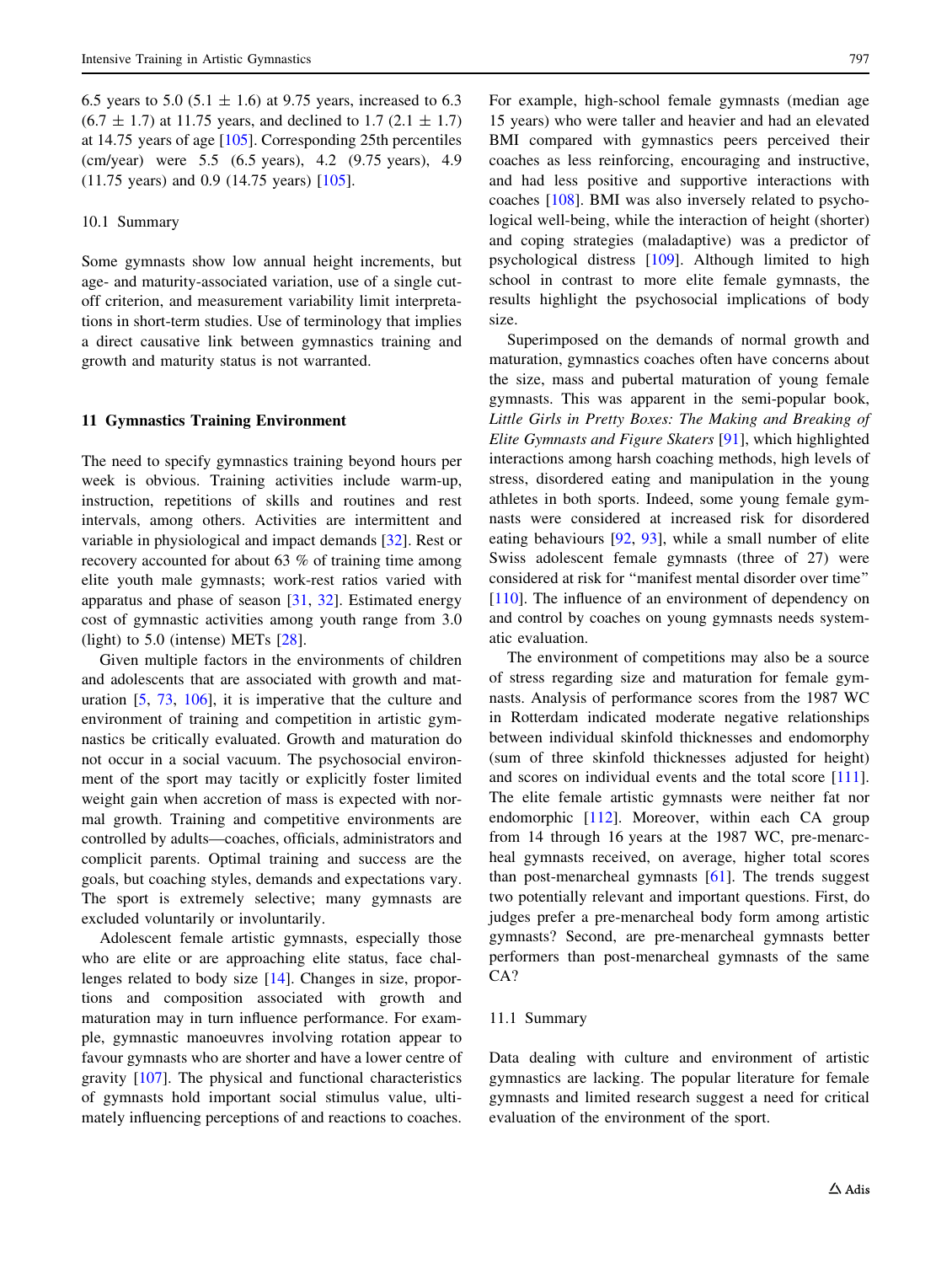6.5 years to 5.0 ($5.1 \pm 1.6$) at 9.75 years, increased to 6.3 ($6.7 \pm 1.7$) at 11.75 years, and declined to 1.7 ($2.1 \pm 1.7$) at 14.75 years of age [105]. Corresponding 25th percentiles (cm/year) were 5.5 (6.5 years), 4.2 (9.75 years), 4.9 (11.75 years) and 0.9 (14.75 years) [105].

### 10.1 Summary

Some gymnasts show low annual height increments, but age- and maturity-associated variation, use of a single cut-off criterion, and measurement variability limit interpretations in short-term studies. Use of terminology that implies a direct causative link between gymnastics training and growth and maturity status is not warranted.

## 11 Gymnastics Training Environment

The need to specify gymnastics training beyond hours per week is obvious. Training activities include warm-up, instruction, repetitions of skills and routines and rest intervals, among others. Activities are intermittent and variable in physiological and impact demands [32]. Rest or recovery accounted for about 63 % of training time among elite youth male gymnasts; work-rest ratios varied with apparatus and phase of season [31, 32]. Estimated energy cost of gymnastic activities among youth range from 3.0 (light) to 5.0 (intense) METs [28].

Given multiple factors in the environments of children and adolescents that are associated with growth and maturation [5, 73, 106], it is imperative that the culture and environment of training and competition in artistic gymnastics be critically evaluated. Growth and maturation do not occur in a social vacuum. The psychosocial environment of the sport may tacitly or explicitly foster limited weight gain when accretion of mass is expected with normal growth. Training and competitive environments are controlled by adults—coaches, officials, administrators and complicit parents. Optimal training and success are the goals, but coaching styles, demands and expectations vary. The sport is extremely selective; many gymnasts are excluded voluntarily or involuntarily.

Adolescent female artistic gymnasts, especially those who are elite or are approaching elite status, face challenges related to body size [14]. Changes in size, proportions and composition associated with growth and maturation may in turn influence performance. For example, gymnastic manoeuvres involving rotation appear to favour gymnasts who are shorter and have a lower centre of gravity [107]. The physical and functional characteristics of gymnasts hold important social stimulus value, ultimately influencing perceptions of and reactions to coaches. For example, high-school female gymnasts (median age 15 years) who were taller and heavier and had an elevated BMI compared with gymnastics peers perceived their coaches as less reinforcing, encouraging and instructive, and had less positive and supportive interactions with coaches [108]. BMI was also inversely related to psychological well-being, while the interaction of height (shorter) and coping strategies (maladaptive) was a predictor of psychological distress [109]. Although limited to high school in contrast to more elite female gymnasts, the results highlight the psychosocial implications of body size.

Superimposed on the demands of normal growth and maturation, gymnastics coaches often have concerns about the size, mass and pubertal maturation of young female gymnasts. This was apparent in the semi-popular book, *Little Girls in Pretty Boxes: The Making and Breaking of Elite Gymnasts and Figure Skaters* [91], which highlighted interactions among harsh coaching methods, high levels of stress, disordered eating and manipulation in the young athletes in both sports. Indeed, some young female gymnasts were considered at increased risk for disordered eating behaviours [92, 93], while a small number of elite Swiss adolescent female gymnasts (three of 27) were considered at risk for "manifest mental disorder over time" [110]. The influence of an environment of dependency on and control by coaches on young gymnasts needs systematic evaluation.

The environment of competitions may also be a source of stress regarding size and maturation for female gymnasts. Analysis of performance scores from the 1987 WC in Rotterdam indicated moderate negative relationships between individual skinfold thicknesses and endomorphy (sum of three skinfold thicknesses adjusted for height) and scores on individual events and the total score [111]. The elite female artistic gymnasts were neither fat nor endomorphic [112]. Moreover, within each CA group from 14 through 16 years at the 1987 WC, pre-menarcheal gymnasts received, on average, higher total scores than post-menarcheal gymnasts [61]. The trends suggest two potentially relevant and important questions. First, do judges prefer a pre-menarcheal body form among artistic gymnasts? Second, are pre-menarcheal gymnasts better performers than post-menarcheal gymnasts of the same CA?

### 11.1 Summary

Data dealing with culture and environment of artistic gymnastics are lacking. The popular literature for female gymnasts and limited research suggest a need for critical evaluation of the environment of the sport.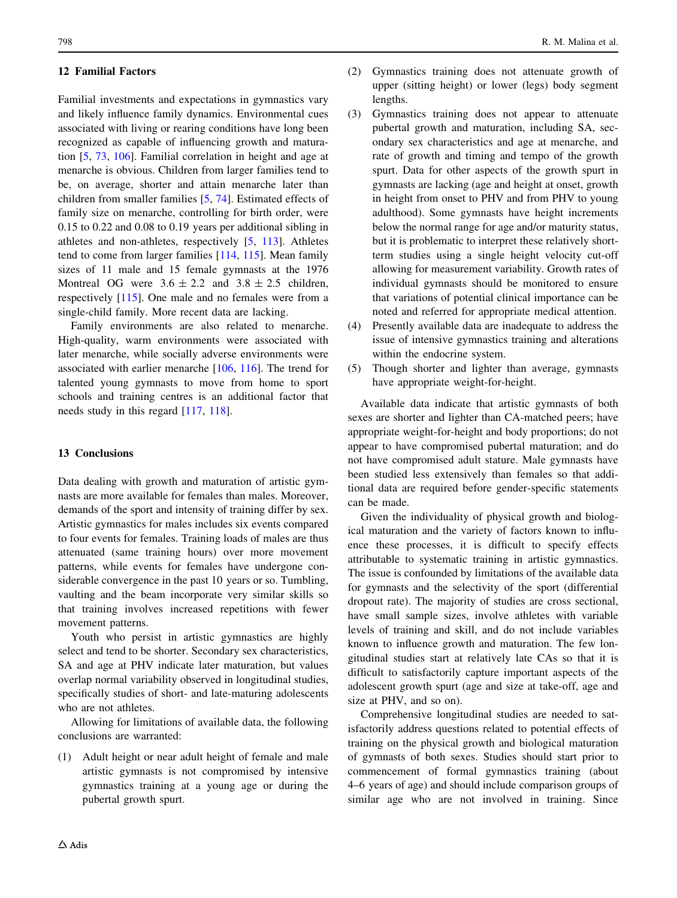## 12 Familial Factors

Familial investments and expectations in gymnastics vary and likely influence family dynamics. Environmental cues associated with living or rearing conditions have long been recognized as capable of influencing growth and maturation [5, 73, 106]. Familial correlation in height and age at menarche is obvious. Children from larger families tend to be, on average, shorter and attain menarche later than children from smaller families [5, 74]. Estimated effects of family size on menarche, controlling for birth order, were 0.15 to 0.22 and 0.08 to 0.19 years per additional sibling in athletes and non-athletes, respectively [5, 113]. Athletes tend to come from larger families [114, 115]. Mean family sizes of 11 male and 15 female gymnasts at the 1976 Montreal OG were $3.6 \pm 2.2$ and $3.8 \pm 2.5$ children, respectively [115]. One male and no females were from a single-child family. More recent data are lacking.

Family environments are also related to menarche. High-quality, warm environments were associated with later menarche, while socially adverse environments were associated with earlier menarche [106, 116]. The trend for talented young gymnasts to move from home to sport schools and training centres is an additional factor that needs study in this regard [117, 118].

## 13 Conclusions

Data dealing with growth and maturation of artistic gymnasts are more available for females than males. Moreover, demands of the sport and intensity of training differ by sex. Artistic gymnastics for males includes six events compared to four events for females. Training loads of males are thus attenuated (same training hours) over more movement patterns, while events for females have undergone considerable convergence in the past 10 years or so. Tumbling, vaulting and the beam incorporate very similar skills so that training involves increased repetitions with fewer movement patterns.

Youth who persist in artistic gymnastics are highly select and tend to be shorter. Secondary sex characteristics, SA and age at PHV indicate later maturation, but values overlap normal variability observed in longitudinal studies, specifically studies of short- and late-maturing adolescents who are not athletes.

Allowing for limitations of available data, the following conclusions are warranted:

1. Adult height or near adult height of female and male artistic gymnasts is not compromised by intensive gymnastics training at a young age or during the pubertal growth spurt.
2. Gymnastics training does not attenuate growth of upper (sitting height) or lower (legs) body segment lengths.
3. Gymnastics training does not appear to attenuate pubertal growth and maturation, including SA, secondary sex characteristics and age at menarche, and rate of growth and timing and tempo of the growth spurt. Data for other aspects of the growth spurt in gymnasts are lacking (age and height at onset, growth in height from onset to PHV and from PHV to young adulthood). Some gymnasts have height increments below the normal range for age and/or maturity status, but it is problematic to interpret these relatively short-term studies using a single height velocity cut-off allowing for measurement variability. Growth rates of individual gymnasts should be monitored to ensure that variations of potential clinical importance can be noted and referred for appropriate medical attention.
4. Presently available data are inadequate to address the issue of intensive gymnastics training and alterations within the endocrine system.
5. Though shorter and lighter than average, gymnasts have appropriate weight-for-height.

Available data indicate that artistic gymnasts of both sexes are shorter and lighter than CA-matched peers; have appropriate weight-for-height and body proportions; do not appear to have compromised pubertal maturation; and do not have compromised adult stature. Male gymnasts have been studied less extensively than females so that additional data are required before gender-specific statements can be made.

Given the individuality of physical growth and biological maturation and the variety of factors known to influence these processes, it is difficult to specify effects attributable to systematic training in artistic gymnastics. The issue is confounded by limitations of the available data for gymnasts and the selectivity of the sport (differential dropout rate). The majority of studies are cross sectional, have small sample sizes, involve athletes with variable levels of training and skill, and do not include variables known to influence growth and maturation. The few longitudinal studies start at relatively late CAs so that it is difficult to satisfactorily capture important aspects of the adolescent growth spurt (age and size at take-off, age and size at PHV, and so on).

Comprehensive longitudinal studies are needed to satisfactorily address questions related to potential effects of training on the physical growth and biological maturation of gymnasts of both sexes. Studies should start prior to commencement of formal gymnastics training (about 4–6 years of age) and should include comparison groups of similar age who are not involved in training. Since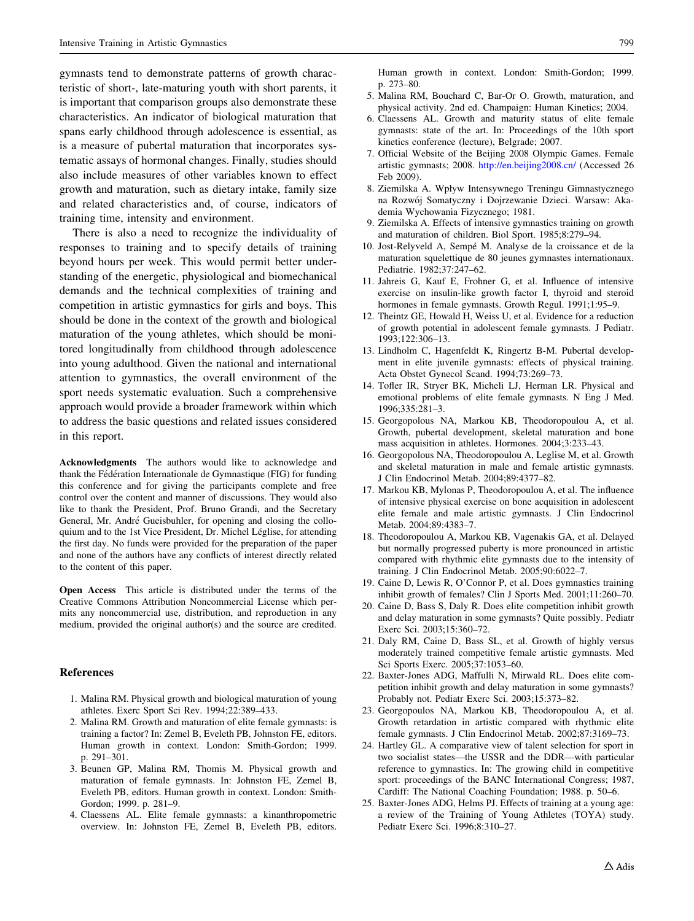gymnasts tend to demonstrate patterns of growth characteristic of short-, late-maturing youth with short parents, it is important that comparison groups also demonstrate these characteristics. An indicator of biological maturation that spans early childhood through adolescence is essential, as is a measure of pubertal maturation that incorporates systematic assays of hormonal changes. Finally, studies should also include measures of other variables known to effect growth and maturation, such as dietary intake, family size and related characteristics and, of course, indicators of training time, intensity and environment.

There is also a need to recognize the individuality of responses to training and to specify details of training beyond hours per week. This would permit better understanding of the energetic, physiological and biomechanical demands and the technical complexities of training and competition in artistic gymnastics for girls and boys. This should be done in the context of the growth and biological maturation of the young athletes, which should be monitored longitudinally from childhood through adolescence into young adulthood. Given the national and international attention to gymnastics, the overall environment of the sport needs systematic evaluation. Such a comprehensive approach would provide a broader framework within which to address the basic questions and related issues considered in this report.

**Acknowledgments** The authors would like to acknowledge and thank the Fédération Internationale de Gymnastique (FIG) for funding this conference and for giving the participants complete and free control over the content and manner of discussions. They would also like to thank the President, Prof. Bruno Grandi, and the Secretary General, Mr. André Gueisbuhler, for opening and closing the colloquium and to the 1st Vice President, Dr. Michel Léglise, for attending the first day. No funds were provided for the preparation of the paper and none of the authors have any conflicts of interest directly related to the content of this paper.

**Open Access** This article is distributed under the terms of the Creative Commons Attribution Noncommercial License which permits any noncommercial use, distribution, and reproduction in any medium, provided the original author(s) and the source are credited.

## References

1. Malina RM. Physical growth and biological maturation of young athletes. Exerc Sport Sci Rev. 1994;22:389–433.
2. Malina RM. Growth and maturation of elite female gymnasts: is training a factor? In: Zemel B, Eveleth PB, Johnston FE, editors. Human growth in context. London: Smith-Gordon; 1999. p. 291–301.
3. Beunen GP, Malina RM, Thomis M. Physical growth and maturation of female gymnasts. In: Johnston FE, Zemel B, Eveleth PB, editors. Human growth in context. London: Smith-Gordon; 1999. p. 281–9.
4. Claessens AL. Elite female gymnasts: a kinanthropometric overview. In: Johnston FE, Zemel B, Eveleth PB, editors. Human growth in context. London: Smith-Gordon; 1999. p. 273–80.
5. Malina RM, Bouchard C, Bar-Or O. Growth, maturation, and physical activity. 2nd ed. Champaign: Human Kinetics; 2004.
6. Claessens AL. Growth and maturity status of elite female gymnasts: state of the art. In: Proceedings of the 10th sport kinetics conference (lecture), Belgrade; 2007.
7. Official Website of the Beijing 2008 Olympic Games. Female artistic gymnasts; 2008. http://en.beijing2008.cn/ (Accessed 26 Feb 2009).
8. Ziemilska A. Wpływ Intensywnego Treningu Gimnastycznego na Rozwój Somatyczny i Dojrzewanie Dzieci. Warsaw: Akademia Wychowania Fizycznego; 1981.
9. Ziemilska A. Effects of intensive gymnastics training on growth and maturation of children. Biol Sport. 1985;8:279–94.
10. Jost-Relyveld A, Sempé M. Analyse de la croissance et de la maturation squelettique de 80 jeunes gymnastes internationaux. Pediatrie. 1982;37:247–62.
11. Jahreis G, Kauf E, Frohner G, et al. Influence of intensive exercise on insulin-like growth factor I, thyroid and steroid hormones in female gymnasts. Growth Regul. 1991;1:95–9.
12. Theintz GE, Howald H, Weiss U, et al. Evidence for a reduction of growth potential in adolescent female gymnasts. J Pediatr. 1993;122:306–13.
13. Lindholm C, Hagenfeldt K, Ringertz B-M. Pubertal development in elite juvenile gymnasts: effects of physical training. Acta Obstet Gynecol Scand. 1994;73:269–73.
14. Tofler IR, Stryer BK, Micheli LJ, Herman LR. Physical and emotional problems of elite female gymnasts. N Eng J Med. 1996;335:281–3.
15. Georgopolous NA, Markou KB, Theodoropoulou A, et al. Growth, pubertal development, skeletal maturation and bone mass acquisition in athletes. Hormones. 2004;3:233–43.
16. Georgopolous NA, Theodoropoulou A, Leglise M, et al. Growth and skeletal maturation in male and female artistic gymnasts. J Clin Endocrinol Metab. 2004;89:4377–82.
17. Markou KB, Mylonas P, Theodoropoulou A, et al. The influence of intensive physical exercise on bone acquisition in adolescent elite female and male artistic gymnasts. J Clin Endocrinol Metab. 2004;89:4383–7.
18. Theodoropoulou A, Markou KB, Vagenakis GA, et al. Delayed but normally progressed puberty is more pronounced in artistic compared with rhythmic elite gymnasts due to the intensity of training. J Clin Endocrinol Metab. 2005;90:6022–7.
19. Caine D, Lewis R, O'Connor P, et al. Does gymnastics training inhibit growth of females? Clin J Sports Med. 2001;11:260–70.
20. Caine D, Bass S, Daly R. Does elite competition inhibit growth and delay maturation in some gymnasts? Quite possibly. Pediatr Exerc Sci. 2003;15:360–72.
21. Daly RM, Caine D, Bass SL, et al. Growth of highly versus moderately trained competitive female artistic gymnasts. Med Sci Sports Exerc. 2005;37:1053–60.
22. Baxter-Jones ADG, Maffulli N, Mirwald RL. Does elite competition inhibit growth and delay maturation in some gymnasts? Probably not. Pediatr Exerc Sci. 2003;15:373–82.
23. Georgopoulos NA, Markou KB, Theodoropoulou A, et al. Growth retardation in artistic compared with rhythmic elite female gymnasts. J Clin Endocrinol Metab. 2002;87:3169–73.
24. Hartley GL. A comparative view of talent selection for sport in two socialist states—the USSR and the DDR—with particular reference to gymnastics. In: The growing child in competitive sport: proceedings of the BANC International Congress; 1987, Cardiff: The National Coaching Foundation; 1988. p. 50–6.
25. Baxter-Jones ADG, Helms PJ. Effects of training at a young age: a review of the Training of Young Athletes (TOYA) study. Pediatr Exerc Sci. 1996;8:310–27.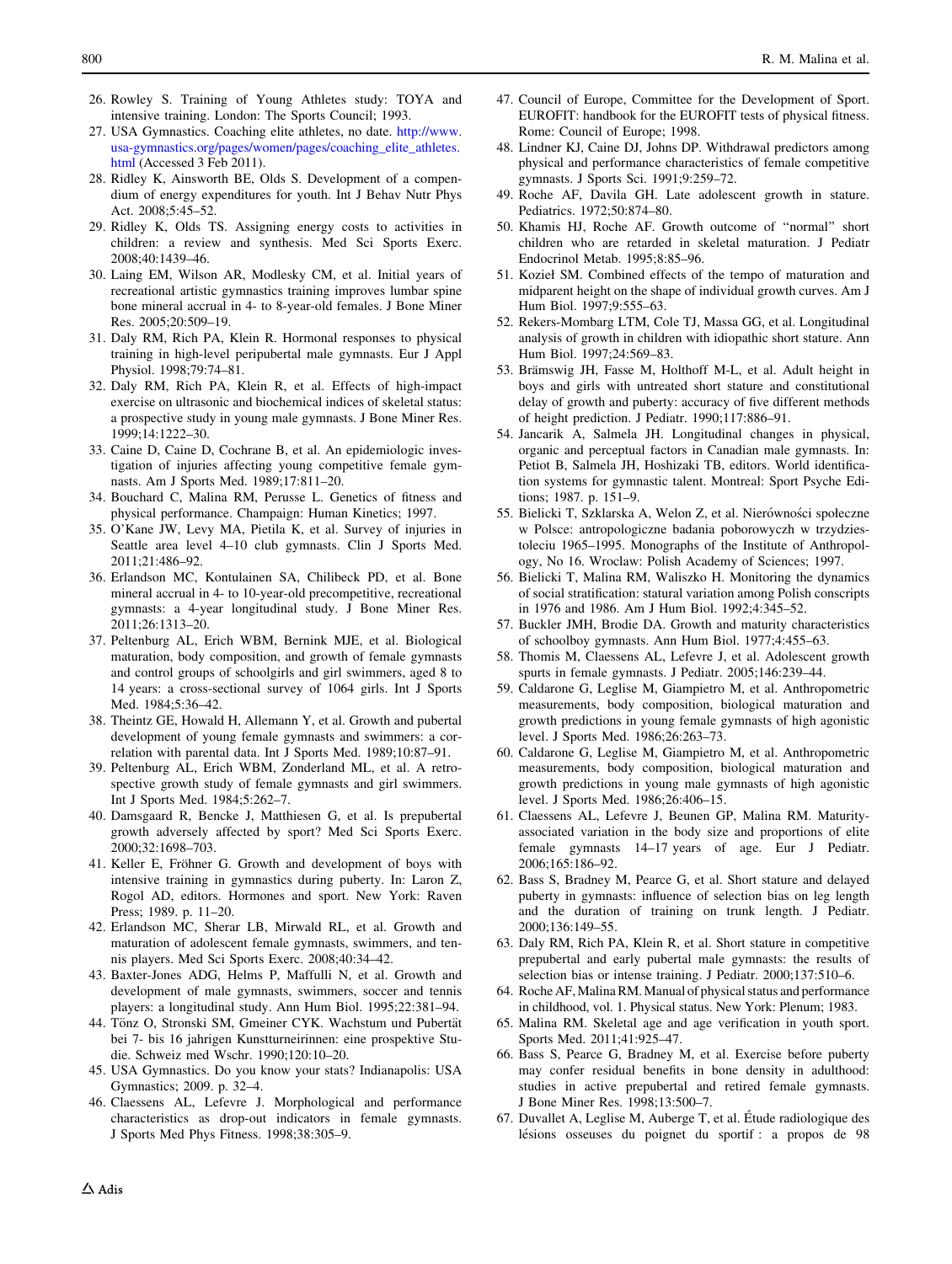26. Rowley S. Training of Young Athletes study: TOYA and intensive training. London: The Sports Council; 1993.
27. USA Gymnastics. Coaching elite athletes, no date. http://www.usa-gymnastics.org/pages/women/pages/coaching_elite_athletes.html (Accessed 3 Feb 2011).
28. Ridley K, Ainsworth BE, Olds S. Development of a compendium of energy expenditures for youth. Int J Behav Nutr Phys Act. 2008;5:45–52.
29. Ridley K, Olds TS. Assigning energy costs to activities in children: a review and synthesis. Med Sci Sports Exerc. 2008;40:1439–46.
30. Laing EM, Wilson AR, Modlesky CM, et al. Initial years of recreational artistic gymnastics training improves lumbar spine bone mineral accrual in 4- to 8-year-old females. J Bone Miner Res. 2005;20:509–19.
31. Daly RM, Rich PA, Klein R. Hormonal responses to physical training in high-level peripubertal male gymnasts. Eur J Appl Physiol. 1998;79:74–81.
32. Daly RM, Rich PA, Klein R, et al. Effects of high-impact exercise on ultrasonic and biochemical indices of skeletal status: a prospective study in young male gymnasts. J Bone Miner Res. 1999;14:1222–30.
33. Caine D, Caine D, Cochrane B, et al. An epidemiologic investigation of injuries affecting young competitive female gymnasts. Am J Sports Med. 1989;17:811–20.
34. Bouchard C, Malina RM, Perusse L. Genetics of fitness and physical performance. Champaign: Human Kinetics; 1997.
35. O'Kane JW, Levy MA, Pietila K, et al. Survey of injuries in Seattle area level 4–10 club gymnasts. Clin J Sports Med. 2011;21:486–92.
36. Erlandson MC, Kontulainen SA, Chilibeck PD, et al. Bone mineral accrual in 4- to 10-year-old precompetitive, recreational gymnasts: a 4-year longitudinal study. J Bone Miner Res. 2011;26:1313–20.
37. Peltenburg AL, Erich WBM, Bernink MJE, et al. Biological maturation, body composition, and growth of female gymnasts and control groups of schoolgirls and girl swimmers, aged 8 to 14 years: a cross-sectional survey of 1064 girls. Int J Sports Med. 1984;5:36–42.
38. Theintz GE, Howald H, Allemann Y, et al. Growth and pubertal development of young female gymnasts and swimmers: a correlation with parental data. Int J Sports Med. 1989;10:87–91.
39. Peltenburg AL, Erich WBM, Zonderland ML, et al. A retrospective growth study of female gymnasts and girl swimmers. Int J Sports Med. 1984;5:262–7.
40. Damsgaard R, Bencke J, Matthiesen G, et al. Is prepubertal growth adversely affected by sport? Med Sci Sports Exerc. 2000;32:1698–703.
41. Keller E, Fröhner G. Growth and development of boys with intensive training in gymnastics during puberty. In: Laron Z, Rogol AD, editors. Hormones and sport. New York: Raven Press; 1989. p. 11–20.
42. Erlandson MC, Sherar LB, Mirwald RL, et al. Growth and maturation of adolescent female gymnasts, swimmers, and tennis players. Med Sci Sports Exerc. 2008;40:34–42.
43. Baxter-Jones ADG, Helms P, Maffulli N, et al. Growth and development of male gymnasts, swimmers, soccer and tennis players: a longitudinal study. Ann Hum Biol. 1995;22:381–94.
44. Tönz O, Stronski SM, Gmeiner CYK. Wachstum und Pubertät bei 7- bis 16 jahrigen Kunstturneirinnen: eine prospektive Studie. Schweiz med Wschr. 1990;120:10–20.
45. USA Gymnastics. Do you know your stats? Indianapolis: USA Gymnastics; 2009. p. 32–4.
46. Claessens AL, Lefevre J. Morphological and performance characteristics as drop-out indicators in female gymnasts. J Sports Med Phys Fitness. 1998;38:305–9.
47. Council of Europe, Committee for the Development of Sport. EUROFIT: handbook for the EUROFIT tests of physical fitness. Rome: Council of Europe; 1998.
48. Lindner KJ, Caine DJ, Johns DP. Withdrawal predictors among physical and performance characteristics of female competitive gymnasts. J Sports Sci. 1991;9:259–72.
49. Roche AF, Davila GH. Late adolescent growth in stature. Pediatrics. 1972;50:874–80.
50. Khamis HJ, Roche AF. Growth outcome of "normal" short children who are retarded in skeletal maturation. J Pediatr Endocrinol Metab. 1995;8:85–96.
51. Kozieł SM. Combined effects of the tempo of maturation and midparent height on the shape of individual growth curves. Am J Hum Biol. 1997;9:555–63.
52. Rekers-Mombarg LTM, Cole TJ, Massa GG, et al. Longitudinal analysis of growth in children with idiopathic short stature. Ann Hum Biol. 1997;24:569–83.
53. Brämswig JH, Fasse M, Holthoff M-L, et al. Adult height in boys and girls with untreated short stature and constitutional delay of growth and puberty: accuracy of five different methods of height prediction. J Pediatr. 1990;117:886–91.
54. Jancarik A, Salmela JH. Longitudinal changes in physical, organic and perceptual factors in Canadian male gymnasts. In: Petiot B, Salmela JH, Hoshizaki TB, editors. World identification systems for gymnastic talent. Montreal: Sport Psyche Editions; 1987. p. 151–9.
55. Bielicki T, Szklarska A, Welon Z, et al. Nierówności społeczne w Polsce: antropologiczne badania poborowyczh w trzydziestoleciu 1965–1995. Monographs of the Institute of Anthropology, No 16. Wroclaw: Polish Academy of Sciences; 1997.
56. Bielicki T, Malina RM, Waliszko H. Monitoring the dynamics of social stratification: statural variation among Polish conscripts in 1976 and 1986. Am J Hum Biol. 1992;4:345–52.
57. Buckler JMH, Brodie DA. Growth and maturity characteristics of schoolboy gymnasts. Ann Hum Biol. 1977;4:455–63.
58. Thomis M, Claessens AL, Lefevre J, et al. Adolescent growth spurts in female gymnasts. J Pediatr. 2005;146:239–44.
59. Caldarone G, Leglise M, Giampietro M, et al. Anthropometric measurements, body composition, biological maturation and growth predictions in young female gymnasts of high agonistic level. J Sports Med. 1986;26:263–73.
60. Caldarone G, Leglise M, Giampietro M, et al. Anthropometric measurements, body composition, biological maturation and growth predictions in young male gymnasts of high agonistic level. J Sports Med. 1986;26:406–15.
61. Claessens AL, Lefevre J, Beunen GP, Malina RM. Maturity-associated variation in the body size and proportions of elite female gymnasts 14–17 years of age. Eur J Pediatr. 2006;165:186–92.
62. Bass S, Bradney M, Pearce G, et al. Short stature and delayed puberty in gymnasts: influence of selection bias on leg length and the duration of training on trunk length. J Pediatr. 2000;136:149–55.
63. Daly RM, Rich PA, Klein R, et al. Short stature in competitive prepubertal and early pubertal male gymnasts: the results of selection bias or intense training. J Pediatr. 2000;137:510–6.
64. Roche AF, Malina RM. Manual of physical status and performance in childhood, vol. 1. Physical status. New York: Plenum; 1983.
65. Malina RM. Skeletal age and age verification in youth sport. Sports Med. 2011;41:925–47.
66. Bass S, Pearce G, Bradney M, et al. Exercise before puberty may confer residual benefits in bone density in adulthood: studies in active prepubertal and retired female gymnasts. J Bone Miner Res. 1998;13:500–7.
67. Duvallet A, Leglise M, Auberge T, et al. Étude radiologique des lésions osseuses du poignet du sportif : a propos de 98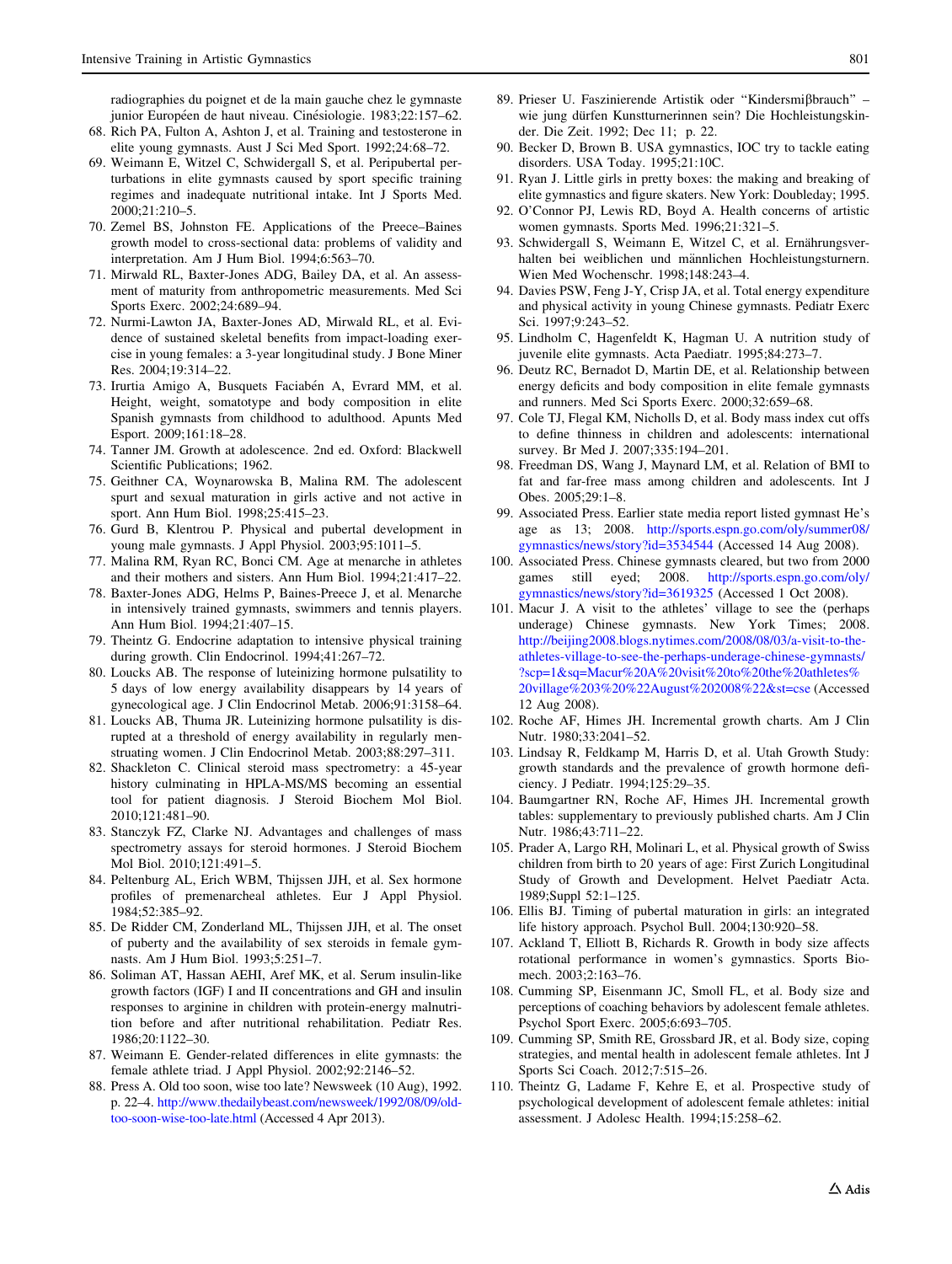radiographies du poignet et de la main gauche chez le gymnaste junior Européen de haut niveau. Cinésiologie. 1983;22:157–62.

68. Rich PA, Fulton A, Ashton J, et al. Training and testosterone in elite young gymnasts. Aust J Sci Med Sport. 1992;24:68–72.
69. Weimann E, Witzel C, Schwidergall S, et al. Peripubertal perturbations in elite gymnasts caused by sport specific training regimes and inadequate nutritional intake. Int J Sports Med. 2000;21:210–5.
70. Zemel BS, Johnston FE. Applications of the Preece–Baines growth model to cross-sectional data: problems of validity and interpretation. Am J Hum Biol. 1994;6:563–70.
71. Mirwald RL, Baxter-Jones ADG, Bailey DA, et al. An assessment of maturity from anthropometric measurements. Med Sci Sports Exerc. 2002;24:689–94.
72. Nurmi-Lawton JA, Baxter-Jones AD, Mirwald RL, et al. Evidence of sustained skeletal benefits from impact-loading exercise in young females: a 3-year longitudinal study. J Bone Miner Res. 2004;19:314–22.
73. Irurtia Amigo A, Busquets Faciabén A, Evrard MM, et al. Height, weight, somatotype and body composition in elite Spanish gymnasts from childhood to adulthood. Apunts Med Esport. 2009;161:18–28.
74. Tanner JM. Growth at adolescence. 2nd ed. Oxford: Blackwell Scientific Publications; 1962.
75. Geithner CA, Woynarowska B, Malina RM. The adolescent spurt and sexual maturation in girls active and not active in sport. Ann Hum Biol. 1998;25:415–23.
76. Gurd B, Klentrou P. Physical and pubertal development in young male gymnasts. J Appl Physiol. 2003;95:1011–5.
77. Malina RM, Ryan RC, Bonci CM. Age at menarche in athletes and their mothers and sisters. Ann Hum Biol. 1994;21:417–22.
78. Baxter-Jones ADG, Helms P, Baines-Preece J, et al. Menarche in intensively trained gymnasts, swimmers and tennis players. Ann Hum Biol. 1994;21:407–15.
79. Theintz G. Endocrine adaptation to intensive physical training during growth. Clin Endocrinol. 1994;41:267–72.
80. Loucks AB. The response of luteinizing hormone pulsatility to 5 days of low energy availability disappears by 14 years of gynecological age. J Clin Endocrinol Metab. 2006;91:3158–64.
81. Loucks AB, Thuma JR. Luteinizing hormone pulsatility is disrupted at a threshold of energy availability in regularly menstruating women. J Clin Endocrinol Metab. 2003;88:297–311.
82. Shackleton C. Clinical steroid mass spectrometry: a 45-year history culminating in HPLA-MS/MS becoming an essential tool for patient diagnosis. J Steroid Biochem Mol Biol. 2010;121:481–90.
83. Stanczyk FZ, Clarke NJ. Advantages and challenges of mass spectrometry assays for steroid hormones. J Steroid Biochem Mol Biol. 2010;121:491–5.
84. Peltenburg AL, Erich WBM, Thijssen JJH, et al. Sex hormone profiles of premenarcheal athletes. Eur J Appl Physiol. 1984;52:385–92.
85. De Ridder CM, Zonderland ML, Thijssen JJH, et al. The onset of puberty and the availability of sex steroids in female gymnasts. Am J Hum Biol. 1993;5:251–7.
86. Soliman AT, Hassan AEHI, Aref MK, et al. Serum insulin-like growth factors (IGF) I and II concentrations and GH and insulin responses to arginine in children with protein-energy malnutrition before and after nutritional rehabilitation. Pediatr Res. 1986;20:1122–30.
87. Weimann E. Gender-related differences in elite gymnasts: the female athlete triad. J Appl Physiol. 2002;92:2146–52.
88. Press A. Old too soon, wise too late? Newsweek (10 Aug), 1992. p. 22–4. http://www.thedailybeast.com/newsweek/1992/08/09/old-too-soon-wise-too-late.html (Accessed 4 Apr 2013).
89. Prieser U. Faszinierende Artistik oder "Kindersmiβbrauch" – wie jung dürfen Kunstturnerinnen sein? Die Hochleistungskinder. Die Zeit. 1992; Dec 11; p. 22.
90. Becker D, Brown B. USA gymnastics, IOC try to tackle eating disorders. USA Today. 1995;21:10C.
91. Ryan J. Little girls in pretty boxes: the making and breaking of elite gymnastics and figure skaters. New York: Doubleday; 1995.
92. O'Connor PJ, Lewis RD, Boyd A. Health concerns of artistic women gymnasts. Sports Med. 1996;21:321–5.
93. Schwidergall S, Weimann E, Witzel C, et al. Ernährungsverhalten bei weiblichen und männlichen Hochleistungsturnern. Wien Med Wochenschr. 1998;148:243–4.
94. Davies PSW, Feng J-Y, Crisp JA, et al. Total energy expenditure and physical activity in young Chinese gymnasts. Pediatr Exerc Sci. 1997;9:243–52.
95. Lindholm C, Hagenfeldt K, Hagman U. A nutrition study of juvenile elite gymnasts. Acta Paediatr. 1995;84:273–7.
96. Deutz RC, Bernadot D, Martin DE, et al. Relationship between energy deficits and body composition in elite female gymnasts and runners. Med Sci Sports Exerc. 2000;32:659–68.
97. Cole TJ, Flegal KM, Nicholls D, et al. Body mass index cut offs to define thinness in children and adolescents: international survey. Br Med J. 2007;335:194–201.
98. Freedman DS, Wang J, Maynard LM, et al. Relation of BMI to fat and far-free mass among children and adolescents. Int J Obes. 2005;29:1–8.
99. Associated Press. Earlier state media report listed gymnast He's age as 13; 2008. http://sports.espn.go.com/oly/summer08/gymnastics/news/story?id=3534544 (Accessed 14 Aug 2008).
100. Associated Press. Chinese gymnasts cleared, but two from 2000 games still eyed; 2008. http://sports.espn.go.com/oly/gymnastics/news/story?id=3619325 (Accessed 1 Oct 2008).
101. Macur J. A visit to the athletes' village to see the (perhaps underage) Chinese gymnasts. New York Times; 2008. http://beijing2008.blogs.nytimes.com/2008/08/03/a-visit-to-the-athletes-village-to-see-the-perhaps-underage-chinese-gymnasts/?scp=1&sq=Macur%20A%20visit%20to%20the%20athletes%20village%203%20%22August%202008%22&st=cse (Accessed 12 Aug 2008).
102. Roche AF, Himes JH. Incremental growth charts. Am J Clin Nutr. 1980;33:2041–52.
103. Lindsay R, Feldkamp M, Harris D, et al. Utah Growth Study: growth standards and the prevalence of growth hormone deficiency. J Pediatr. 1994;125:29–35.
104. Baumgartner RN, Roche AF, Himes JH. Incremental growth tables: supplementary to previously published charts. Am J Clin Nutr. 1986;43:711–22.
105. Prader A, Largo RH, Molinari L, et al. Physical growth of Swiss children from birth to 20 years of age: First Zurich Longitudinal Study of Growth and Development. Helvet Paediatr Acta. 1989;Suppl 52:1–125.
106. Ellis BJ. Timing of pubertal maturation in girls: an integrated life history approach. Psychol Bull. 2004;130:920–58.
107. Ackland T, Elliott B, Richards R. Growth in body size affects rotational performance in women's gymnastics. Sports Biomech. 2003;2:163–76.
108. Cumming SP, Eisenmann JC, Smoll FL, et al. Body size and perceptions of coaching behaviors by adolescent female athletes. Psychol Sport Exerc. 2005;6:693–705.
109. Cumming SP, Smith RE, Grossbard JR, et al. Body size, coping strategies, and mental health in adolescent female athletes. Int J Sports Sci Coach. 2012;7:515–26.
110. Theintz G, Ladame F, Kehre E, et al. Prospective study of psychological development of adolescent female athletes: initial assessment. J Adolesc Health. 1994;15:258–62.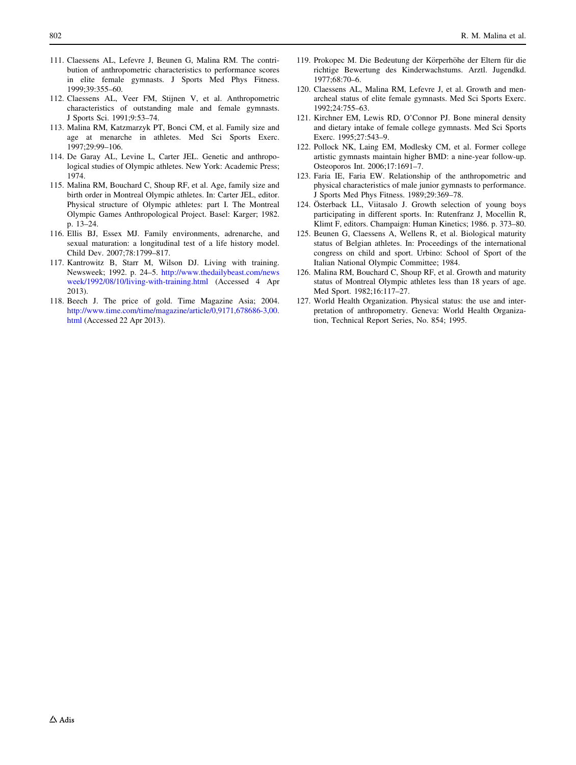111. Claessens AL, Lefevre J, Beunen G, Malina RM. The contribution of anthropometric characteristics to performance scores in elite female gymnasts. J Sports Med Phys Fitness. 1999;39:355–60.
112. Claessens AL, Veer FM, Stijnen V, et al. Anthropometric characteristics of outstanding male and female gymnasts. J Sports Sci. 1991;9:53–74.
113. Malina RM, Katzmarzyk PT, Bonci CM, et al. Family size and age at menarche in athletes. Med Sci Sports Exerc. 1997;29:99–106.
114. De Garay AL, Levine L, Carter JEL. Genetic and anthropological studies of Olympic athletes. New York: Academic Press; 1974.
115. Malina RM, Bouchard C, Shoup RF, et al. Age, family size and birth order in Montreal Olympic athletes. In: Carter JEL, editor. Physical structure of Olympic athletes: part I. The Montreal Olympic Games Anthropological Project. Basel: Karger; 1982. p. 13–24.
116. Ellis BJ, Essex MJ. Family environments, adrenarche, and sexual maturation: a longitudinal test of a life history model. Child Dev. 2007;78:1799–817.
117. Kantrowitz B, Starr M, Wilson DJ. Living with training. Newsweek; 1992. p. 24–5. http://www.thedailybeast.com/newsweek/1992/08/10/living-with-training.html (Accessed 4 Apr 2013).
118. Beech J. The price of gold. Time Magazine Asia; 2004. http://www.time.com/time/magazine/article/0,9171,678686-3,00.html (Accessed 22 Apr 2013).
119. Prokopec M. Die Bedeutung der Körperhöhe der Eltern für die richtige Bewertung des Kinderwachstums. Arztl. Jugendkd. 1977;68:70–6.
120. Claessens AL, Malina RM, Lefevre J, et al. Growth and menarcheal status of elite female gymnasts. Med Sci Sports Exerc. 1992;24:755–63.
121. Kirchner EM, Lewis RD, O'Connor PJ. Bone mineral density and dietary intake of female college gymnasts. Med Sci Sports Exerc. 1995;27:543–9.
122. Pollock NK, Laing EM, Modlesky CM, et al. Former college artistic gymnasts maintain higher BMD: a nine-year follow-up. Osteoporos Int. 2006;17:1691–7.
123. Faria IE, Faria EW. Relationship of the anthropometric and physical characteristics of male junior gymnasts to performance. J Sports Med Phys Fitness. 1989;29:369–78.
124. Österback LL, Viitasalo J. Growth selection of young boys participating in different sports. In: Rutenfranz J, Mocellin R, Klimt F, editors. Champaign: Human Kinetics; 1986. p. 373–80.
125. Beunen G, Claessens A, Wellens R, et al. Biological maturity status of Belgian athletes. In: Proceedings of the international congress on child and sport. Urbino: School of Sport of the Italian National Olympic Committee; 1984.
126. Malina RM, Bouchard C, Shoup RF, et al. Growth and maturity status of Montreal Olympic athletes less than 18 years of age. Med Sport. 1982;16:117–27.
127. World Health Organization. Physical status: the use and interpretation of anthropometry. Geneva: World Health Organization, Technical Report Series, No. 854; 1995.